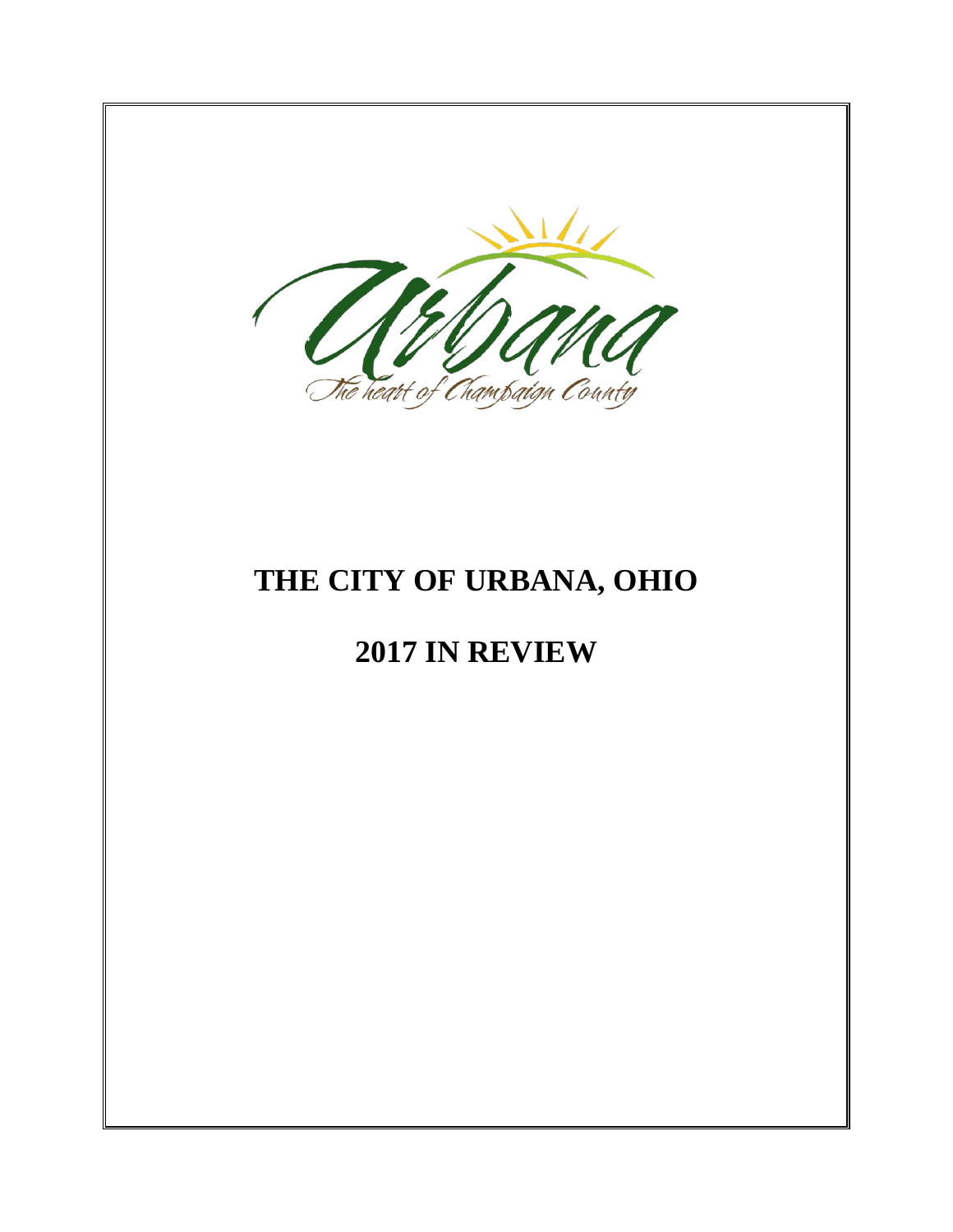Urbana

The heart of Champaign County

# THE CITY OF URBANA, OHIO

# 2017 IN REVIEW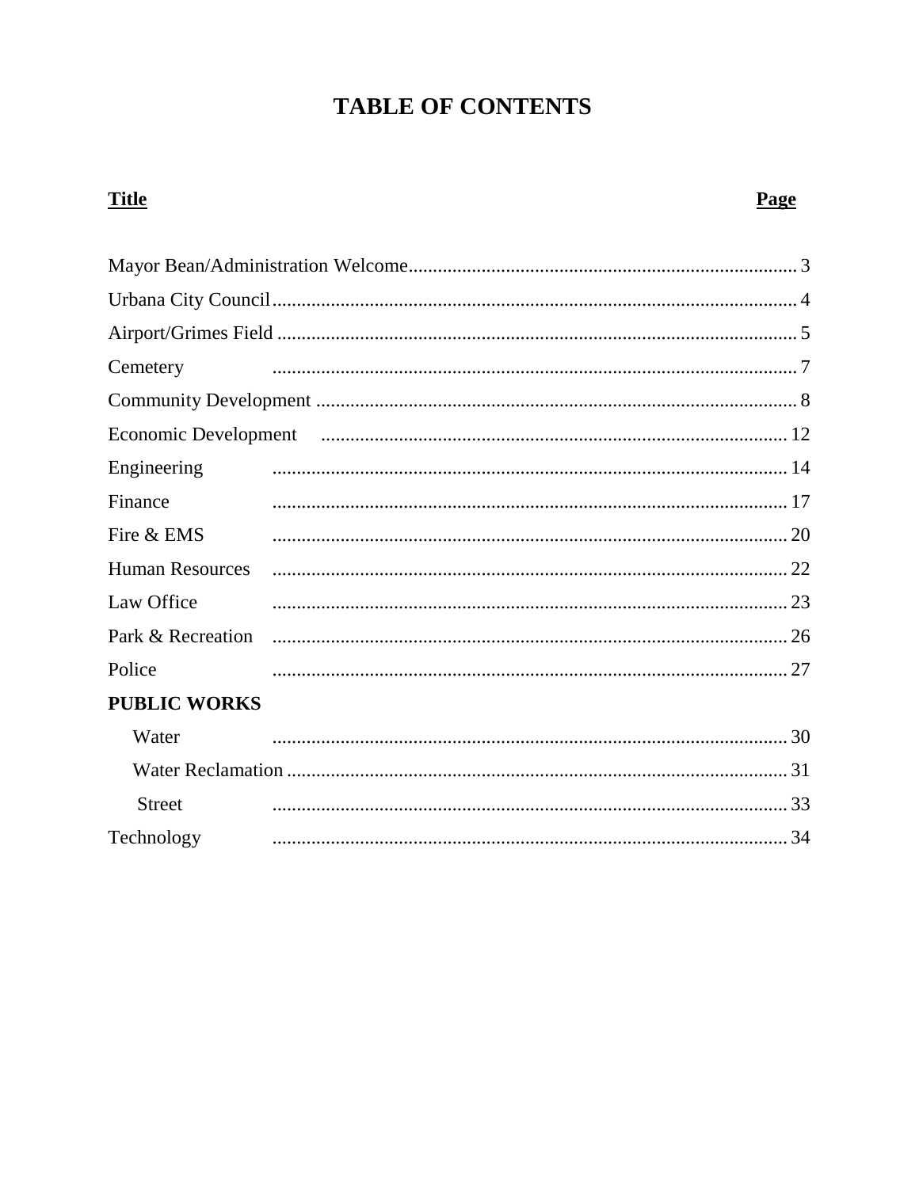# TABLE OF CONTENTS

| Title | Page |
| --- | --- |
| Mayor Bean/Administration Welcome | 3 |
| Urbana City Council | 4 |
| Airport/Grimes Field | 5 |
| Cemetery | 7 |
| Community Development | 8 |
| Economic Development | 12 |
| Engineering | 14 |
| Finance | 17 |
| Fire & EMS | 20 |
| Human Resources | 22 |
| Law Office | 23 |
| Park & Recreation | 26 |
| Police | 27 |
| **PUBLIC WORKS** | |
| Water | 30 |
| Water Reclamation | 31 |
| Street | 33 |
| Technology | 34 |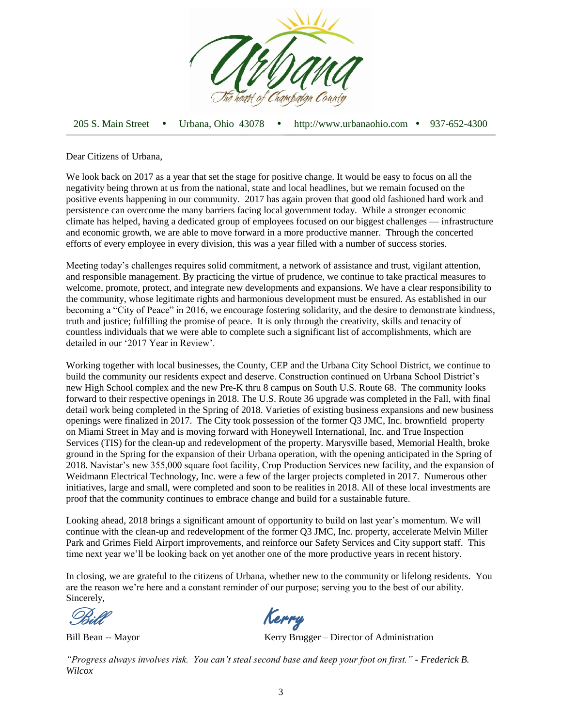205 S. Main Street • Urbana, Ohio 43078 • http://www.urbanaohio.com • 937-652-4300

Dear Citizens of Urbana,

We look back on 2017 as a year that set the stage for positive change. It would be easy to focus on all the negativity being thrown at us from the national, state and local headlines, but we remain focused on the positive events happening in our community. 2017 has again proven that good old fashioned hard work and persistence can overcome the many barriers facing local government today. While a stronger economic climate has helped, having a dedicated group of employees focused on our biggest challenges — infrastructure and economic growth, we are able to move forward in a more productive manner. Through the concerted efforts of every employee in every division, this was a year filled with a number of success stories.

Meeting today's challenges requires solid commitment, a network of assistance and trust, vigilant attention, and responsible management. By practicing the virtue of prudence, we continue to take practical measures to welcome, promote, protect, and integrate new developments and expansions. We have a clear responsibility to the community, whose legitimate rights and harmonious development must be ensured. As established in our becoming a "City of Peace" in 2016, we encourage fostering solidarity, and the desire to demonstrate kindness, truth and justice; fulfilling the promise of peace. It is only through the creativity, skills and tenacity of countless individuals that we were able to complete such a significant list of accomplishments, which are detailed in our '2017 Year in Review'.

Working together with local businesses, the County, CEP and the Urbana City School District, we continue to build the community our residents expect and deserve. Construction continued on Urbana School District's new High School complex and the new Pre-K thru 8 campus on South U.S. Route 68. The community looks forward to their respective openings in 2018. The U.S. Route 36 upgrade was completed in the Fall, with final detail work being completed in the Spring of 2018. Varieties of existing business expansions and new business openings were finalized in 2017. The City took possession of the former Q3 JMC, Inc. brownfield property on Miami Street in May and is moving forward with Honeywell International, Inc. and True Inspection Services (TIS) for the clean-up and redevelopment of the property. Marysville based, Memorial Health, broke ground in the Spring for the expansion of their Urbana operation, with the opening anticipated in the Spring of 2018. Navistar's new 355,000 square foot facility, Crop Production Services new facility, and the expansion of Weidmann Electrical Technology, Inc. were a few of the larger projects completed in 2017. Numerous other initiatives, large and small, were completed and soon to be realities in 2018. All of these local investments are proof that the community continues to embrace change and build for a sustainable future.

Looking ahead, 2018 brings a significant amount of opportunity to build on last year's momentum. We will continue with the clean-up and redevelopment of the former Q3 JMC, Inc. property, accelerate Melvin Miller Park and Grimes Field Airport improvements, and reinforce our Safety Services and City support staff. This time next year we'll be looking back on yet another one of the more productive years in recent history.

In closing, we are grateful to the citizens of Urbana, whether new to the community or lifelong residents. You are the reason we're here and a constant reminder of our purpose; serving you to the best of our ability.

Sincerely,

*Bill* *Kerry*

Bill Bean -- Mayor Kerry Brugger – Director of Administration

*"Progress always involves risk. You can't steal second base and keep your foot on first." - Frederick B. Wilcox*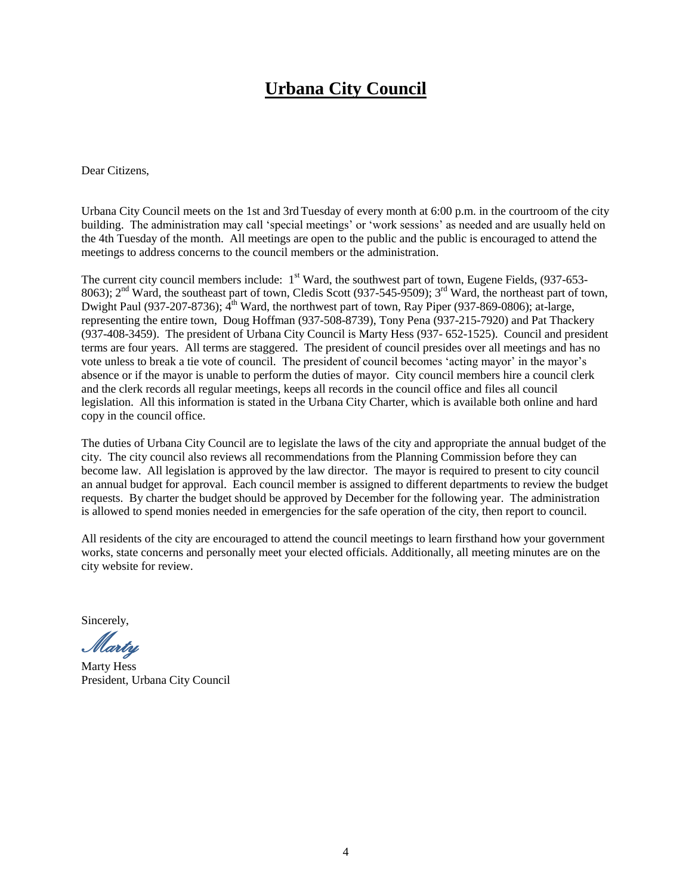# Urbana City Council

Dear Citizens,

Urbana City Council meets on the 1st and 3rd Tuesday of every month at 6:00 p.m. in the courtroom of the city building. The administration may call 'special meetings' or 'work sessions' as needed and are usually held on the 4th Tuesday of the month. All meetings are open to the public and the public is encouraged to attend the meetings to address concerns to the council members or the administration.

The current city council members include: 1st Ward, the southwest part of town, Eugene Fields, (937-653-8063); 2nd Ward, the southeast part of town, Cledis Scott (937-545-9509); 3rd Ward, the northeast part of town, Dwight Paul (937-207-8736); 4th Ward, the northwest part of town, Ray Piper (937-869-0806); at-large, representing the entire town, Doug Hoffman (937-508-8739), Tony Pena (937-215-7920) and Pat Thackery (937-408-3459). The president of Urbana City Council is Marty Hess (937- 652-1525). Council and president terms are four years. All terms are staggered. The president of council presides over all meetings and has no vote unless to break a tie vote of council. The president of council becomes 'acting mayor' in the mayor's absence or if the mayor is unable to perform the duties of mayor. City council members hire a council clerk and the clerk records all regular meetings, keeps all records in the council office and files all council legislation. All this information is stated in the Urbana City Charter, which is available both online and hard copy in the council office.

The duties of Urbana City Council are to legislate the laws of the city and appropriate the annual budget of the city. The city council also reviews all recommendations from the Planning Commission before they can become law. All legislation is approved by the law director. The mayor is required to present to city council an annual budget for approval. Each council member is assigned to different departments to review the budget requests. By charter the budget should be approved by December for the following year. The administration is allowed to spend monies needed in emergencies for the safe operation of the city, then report to council.

All residents of the city are encouraged to attend the council meetings to learn firsthand how your government works, state concerns and personally meet your elected officials. Additionally, all meeting minutes are on the city website for review.

Sincerely,

*Marty*

Marty Hess
President, Urbana City Council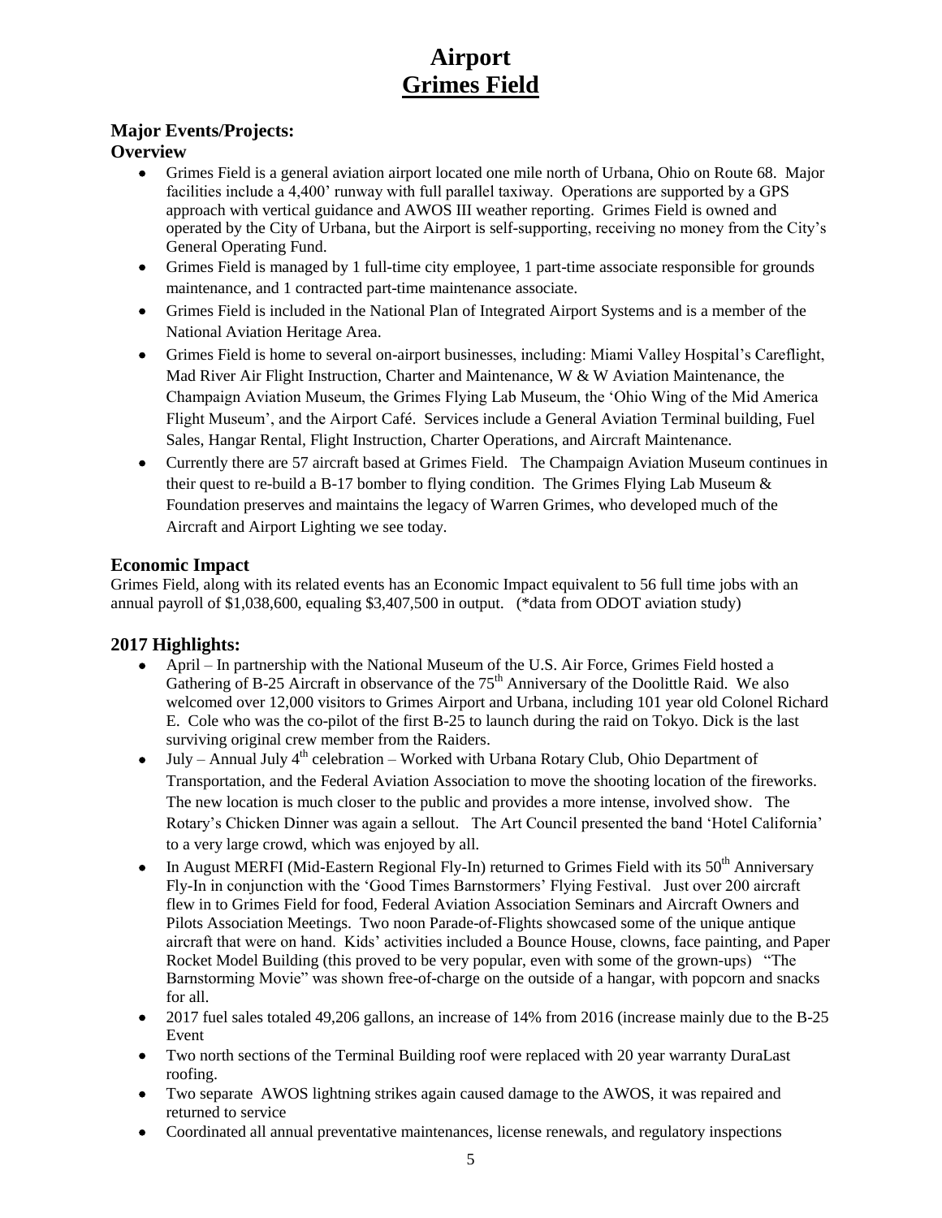# Airport
## Grimes Field

### Major Events/Projects:

### Overview

- Grimes Field is a general aviation airport located one mile north of Urbana, Ohio on Route 68. Major facilities include a 4,400' runway with full parallel taxiway. Operations are supported by a GPS approach with vertical guidance and AWOS III weather reporting. Grimes Field is owned and operated by the City of Urbana, but the Airport is self-supporting, receiving no money from the City's General Operating Fund.
- Grimes Field is managed by 1 full-time city employee, 1 part-time associate responsible for grounds maintenance, and 1 contracted part-time maintenance associate.
- Grimes Field is included in the National Plan of Integrated Airport Systems and is a member of the National Aviation Heritage Area.
- Grimes Field is home to several on-airport businesses, including: Miami Valley Hospital's Careflight, Mad River Air Flight Instruction, Charter and Maintenance, W & W Aviation Maintenance, the Champaign Aviation Museum, the Grimes Flying Lab Museum, the 'Ohio Wing of the Mid America Flight Museum', and the Airport Café. Services include a General Aviation Terminal building, Fuel Sales, Hangar Rental, Flight Instruction, Charter Operations, and Aircraft Maintenance.
- Currently there are 57 aircraft based at Grimes Field. The Champaign Aviation Museum continues in their quest to re-build a B-17 bomber to flying condition. The Grimes Flying Lab Museum & Foundation preserves and maintains the legacy of Warren Grimes, who developed much of the Aircraft and Airport Lighting we see today.

### Economic Impact

Grimes Field, along with its related events has an Economic Impact equivalent to 56 full time jobs with an annual payroll of $1,038,600, equaling $3,407,500 in output. (*data from ODOT aviation study)

### 2017 Highlights:

- April – In partnership with the National Museum of the U.S. Air Force, Grimes Field hosted a Gathering of B-25 Aircraft in observance of the 75th Anniversary of the Doolittle Raid. We also welcomed over 12,000 visitors to Grimes Airport and Urbana, including 101 year old Colonel Richard E. Cole who was the co-pilot of the first B-25 to launch during the raid on Tokyo. Dick is the last surviving original crew member from the Raiders.
- July – Annual July 4th celebration – Worked with Urbana Rotary Club, Ohio Department of Transportation, and the Federal Aviation Association to move the shooting location of the fireworks. The new location is much closer to the public and provides a more intense, involved show. The Rotary's Chicken Dinner was again a sellout. The Art Council presented the band 'Hotel California' to a very large crowd, which was enjoyed by all.
- In August MERFI (Mid-Eastern Regional Fly-In) returned to Grimes Field with its 50th Anniversary Fly-In in conjunction with the 'Good Times Barnstormers' Flying Festival. Just over 200 aircraft flew in to Grimes Field for food, Federal Aviation Association Seminars and Aircraft Owners and Pilots Association Meetings. Two noon Parade-of-Flights showcased some of the unique antique aircraft that were on hand. Kids' activities included a Bounce House, clowns, face painting, and Paper Rocket Model Building (this proved to be very popular, even with some of the grown-ups) "The Barnstorming Movie" was shown free-of-charge on the outside of a hangar, with popcorn and snacks for all.
- 2017 fuel sales totaled 49,206 gallons, an increase of 14% from 2016 (increase mainly due to the B-25 Event
- Two north sections of the Terminal Building roof were replaced with 20 year warranty DuraLast roofing.
- Two separate AWOS lightning strikes again caused damage to the AWOS, it was repaired and returned to service
- Coordinated all annual preventative maintenances, license renewals, and regulatory inspections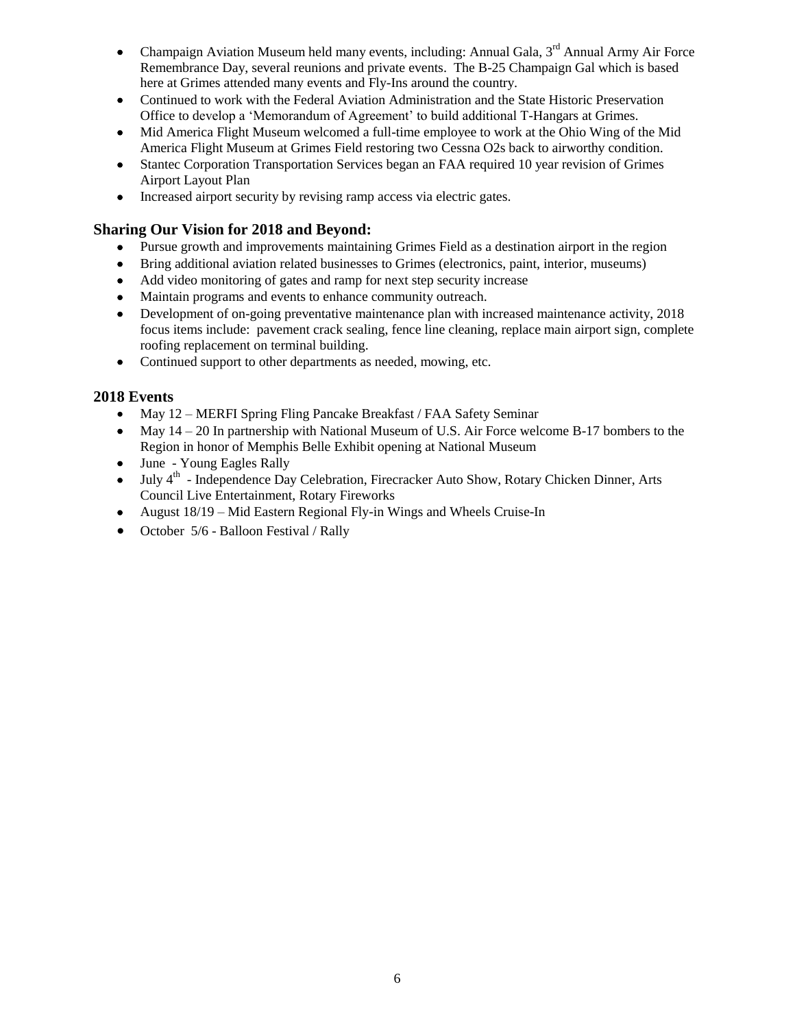- Champaign Aviation Museum held many events, including: Annual Gala, 3rd Annual Army Air Force Remembrance Day, several reunions and private events. The B-25 Champaign Gal which is based here at Grimes attended many events and Fly-Ins around the country.
- Continued to work with the Federal Aviation Administration and the State Historic Preservation Office to develop a 'Memorandum of Agreement' to build additional T-Hangars at Grimes.
- Mid America Flight Museum welcomed a full-time employee to work at the Ohio Wing of the Mid America Flight Museum at Grimes Field restoring two Cessna O2s back to airworthy condition.
- Stantec Corporation Transportation Services began an FAA required 10 year revision of Grimes Airport Layout Plan
- Increased airport security by revising ramp access via electric gates.

## Sharing Our Vision for 2018 and Beyond:

- Pursue growth and improvements maintaining Grimes Field as a destination airport in the region
- Bring additional aviation related businesses to Grimes (electronics, paint, interior, museums)
- Add video monitoring of gates and ramp for next step security increase
- Maintain programs and events to enhance community outreach.
- Development of on-going preventative maintenance plan with increased maintenance activity, 2018 focus items include: pavement crack sealing, fence line cleaning, replace main airport sign, complete roofing replacement on terminal building.
- Continued support to other departments as needed, mowing, etc.

## 2018 Events

- May 12 – MERFI Spring Fling Pancake Breakfast / FAA Safety Seminar
- May 14 – 20 In partnership with National Museum of U.S. Air Force welcome B-17 bombers to the Region in honor of Memphis Belle Exhibit opening at National Museum
- June - Young Eagles Rally
- July 4th - Independence Day Celebration, Firecracker Auto Show, Rotary Chicken Dinner, Arts Council Live Entertainment, Rotary Fireworks
- August 18/19 – Mid Eastern Regional Fly-in Wings and Wheels Cruise-In
- October 5/6 - Balloon Festival / Rally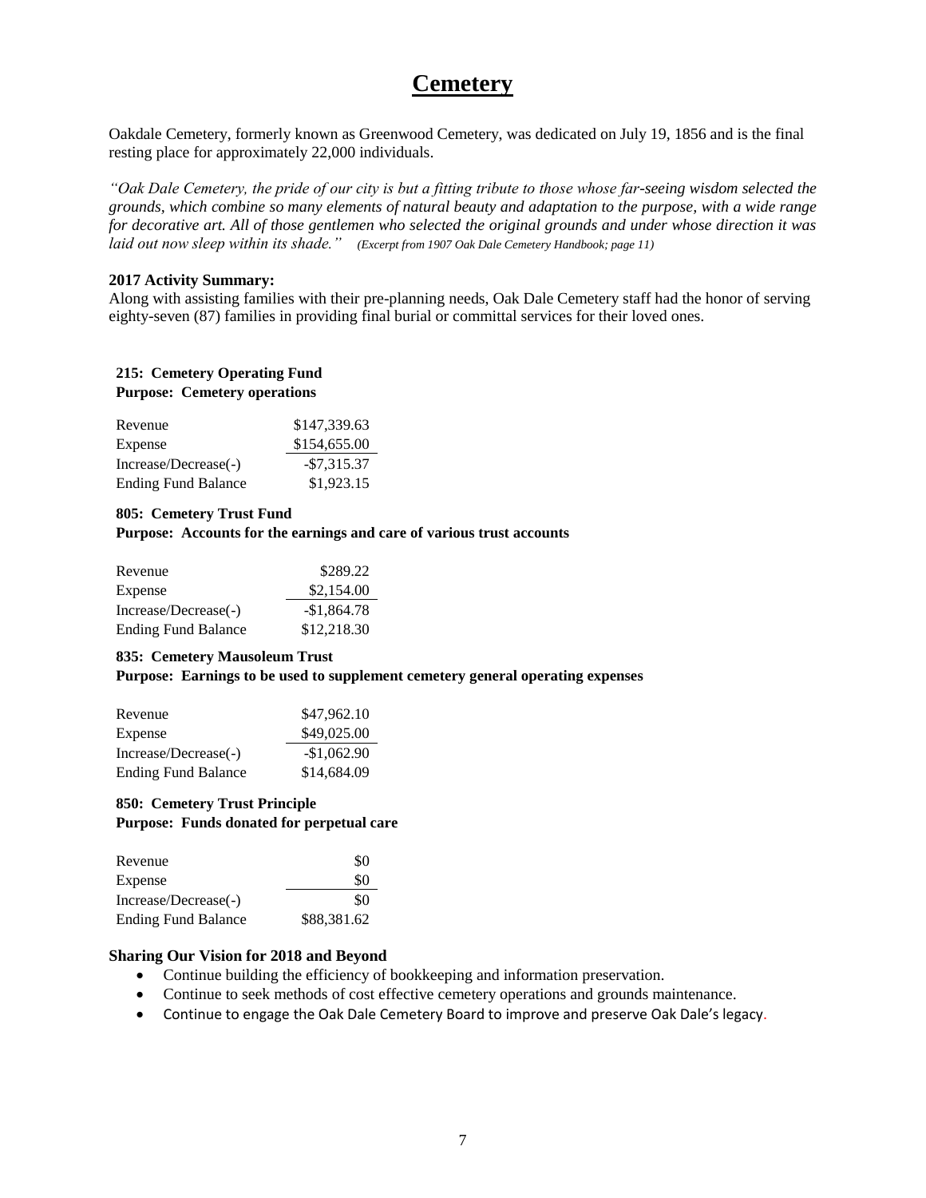# Cemetery

Oakdale Cemetery, formerly known as Greenwood Cemetery, was dedicated on July 19, 1856 and is the final resting place for approximately 22,000 individuals.

*"Oak Dale Cemetery, the pride of our city is but a fitting tribute to those whose far-seeing wisdom selected the grounds, which combine so many elements of natural beauty and adaptation to the purpose, with a wide range for decorative art. All of those gentlemen who selected the original grounds and under whose direction it was laid out now sleep within its shade." (Excerpt from 1907 Oak Dale Cemetery Handbook; page 11)*

**2017 Activity Summary:**

Along with assisting families with their pre-planning needs, Oak Dale Cemetery staff had the honor of serving eighty-seven (87) families in providing final burial or committal services for their loved ones.

**215: Cemetery Operating Fund**
**Purpose: Cemetery operations**

| | |
|---|---|
| Revenue | $147,339.63 |
| Expense | $154,655.00 |
| Increase/Decrease(-) | -$7,315.37 |
| Ending Fund Balance | $1,923.15 |

**805: Cemetery Trust Fund**
**Purpose: Accounts for the earnings and care of various trust accounts**

| | |
|---|---|
| Revenue | $289.22 |
| Expense | $2,154.00 |
| Increase/Decrease(-) | -$1,864.78 |
| Ending Fund Balance | $12,218.30 |

**835: Cemetery Mausoleum Trust**
**Purpose: Earnings to be used to supplement cemetery general operating expenses**

| | |
|---|---|
| Revenue | $47,962.10 |
| Expense | $49,025.00 |
| Increase/Decrease(-) | -$1,062.90 |
| Ending Fund Balance | $14,684.09 |

**850: Cemetery Trust Principle**
**Purpose: Funds donated for perpetual care**

| | |
|---|---|
| Revenue | $0 |
| Expense | $0 |
| Increase/Decrease(-) | $0 |
| Ending Fund Balance | $88,381.62 |

**Sharing Our Vision for 2018 and Beyond**

- Continue building the efficiency of bookkeeping and information preservation.
- Continue to seek methods of cost effective cemetery operations and grounds maintenance.
- Continue to engage the Oak Dale Cemetery Board to improve and preserve Oak Dale's legacy.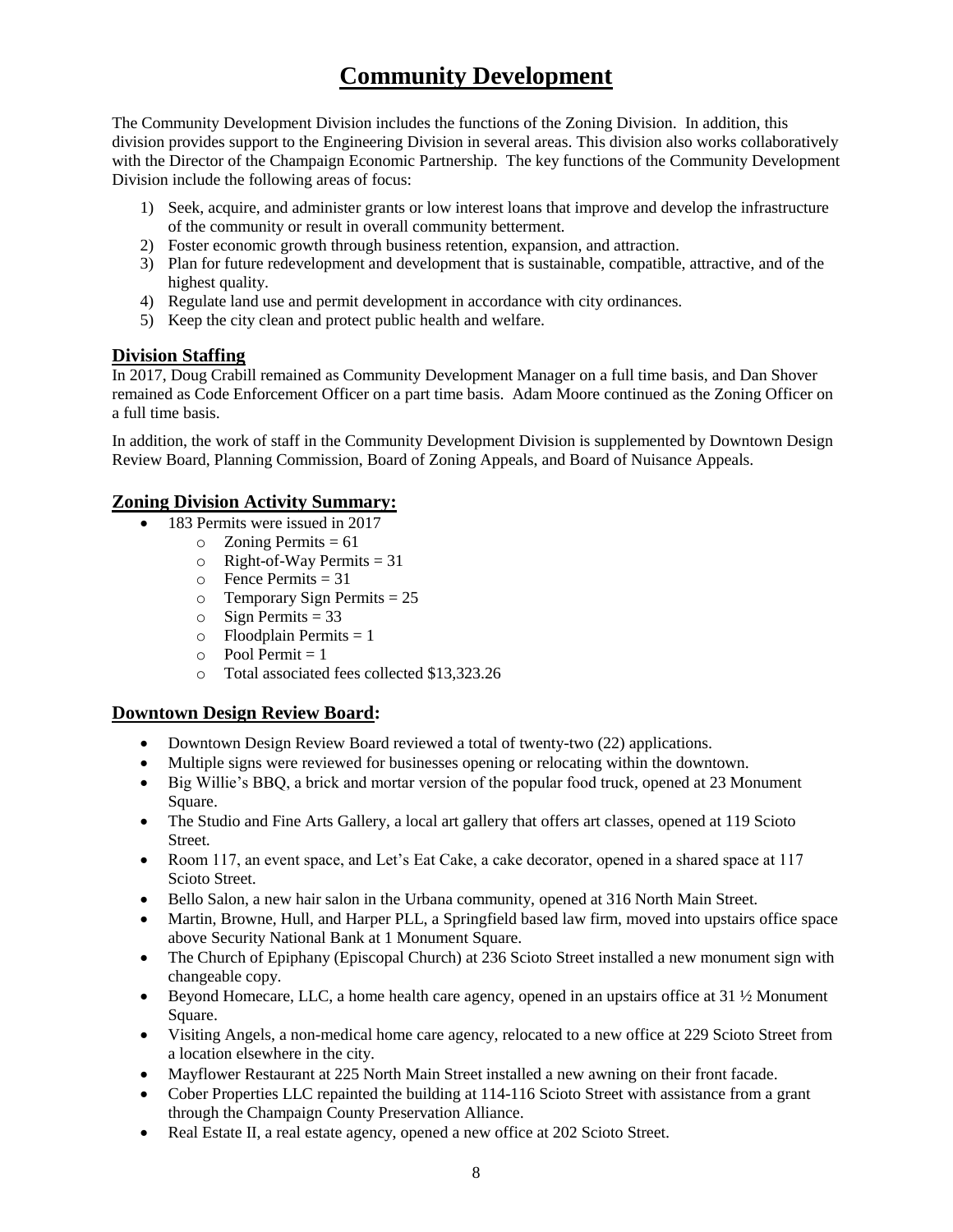# Community Development

The Community Development Division includes the functions of the Zoning Division. In addition, this division provides support to the Engineering Division in several areas. This division also works collaboratively with the Director of the Champaign Economic Partnership. The key functions of the Community Development Division include the following areas of focus:

1) Seek, acquire, and administer grants or low interest loans that improve and develop the infrastructure of the community or result in overall community betterment.
2) Foster economic growth through business retention, expansion, and attraction.
3) Plan for future redevelopment and development that is sustainable, compatible, attractive, and of the highest quality.
4) Regulate land use and permit development in accordance with city ordinances.
5) Keep the city clean and protect public health and welfare.

## Division Staffing

In 2017, Doug Crabill remained as Community Development Manager on a full time basis, and Dan Shover remained as Code Enforcement Officer on a part time basis. Adam Moore continued as the Zoning Officer on a full time basis.

In addition, the work of staff in the Community Development Division is supplemented by Downtown Design Review Board, Planning Commission, Board of Zoning Appeals, and Board of Nuisance Appeals.

## Zoning Division Activity Summary:

- 183 Permits were issued in 2017
  - Zoning Permits = 61
  - Right-of-Way Permits = 31
  - Fence Permits = 31
  - Temporary Sign Permits = 25
  - Sign Permits = 33
  - Floodplain Permits = 1
  - Pool Permit = 1
  - Total associated fees collected $13,323.26

## Downtown Design Review Board:

- Downtown Design Review Board reviewed a total of twenty-two (22) applications.
- Multiple signs were reviewed for businesses opening or relocating within the downtown.
- Big Willie's BBQ, a brick and mortar version of the popular food truck, opened at 23 Monument Square.
- The Studio and Fine Arts Gallery, a local art gallery that offers art classes, opened at 119 Scioto Street.
- Room 117, an event space, and Let's Eat Cake, a cake decorator, opened in a shared space at 117 Scioto Street.
- Bello Salon, a new hair salon in the Urbana community, opened at 316 North Main Street.
- Martin, Browne, Hull, and Harper PLL, a Springfield based law firm, moved into upstairs office space above Security National Bank at 1 Monument Square.
- The Church of Epiphany (Episcopal Church) at 236 Scioto Street installed a new monument sign with changeable copy.
- Beyond Homecare, LLC, a home health care agency, opened in an upstairs office at 31 ½ Monument Square.
- Visiting Angels, a non-medical home care agency, relocated to a new office at 229 Scioto Street from a location elsewhere in the city.
- Mayflower Restaurant at 225 North Main Street installed a new awning on their front facade.
- Cober Properties LLC repainted the building at 114-116 Scioto Street with assistance from a grant through the Champaign County Preservation Alliance.
- Real Estate II, a real estate agency, opened a new office at 202 Scioto Street.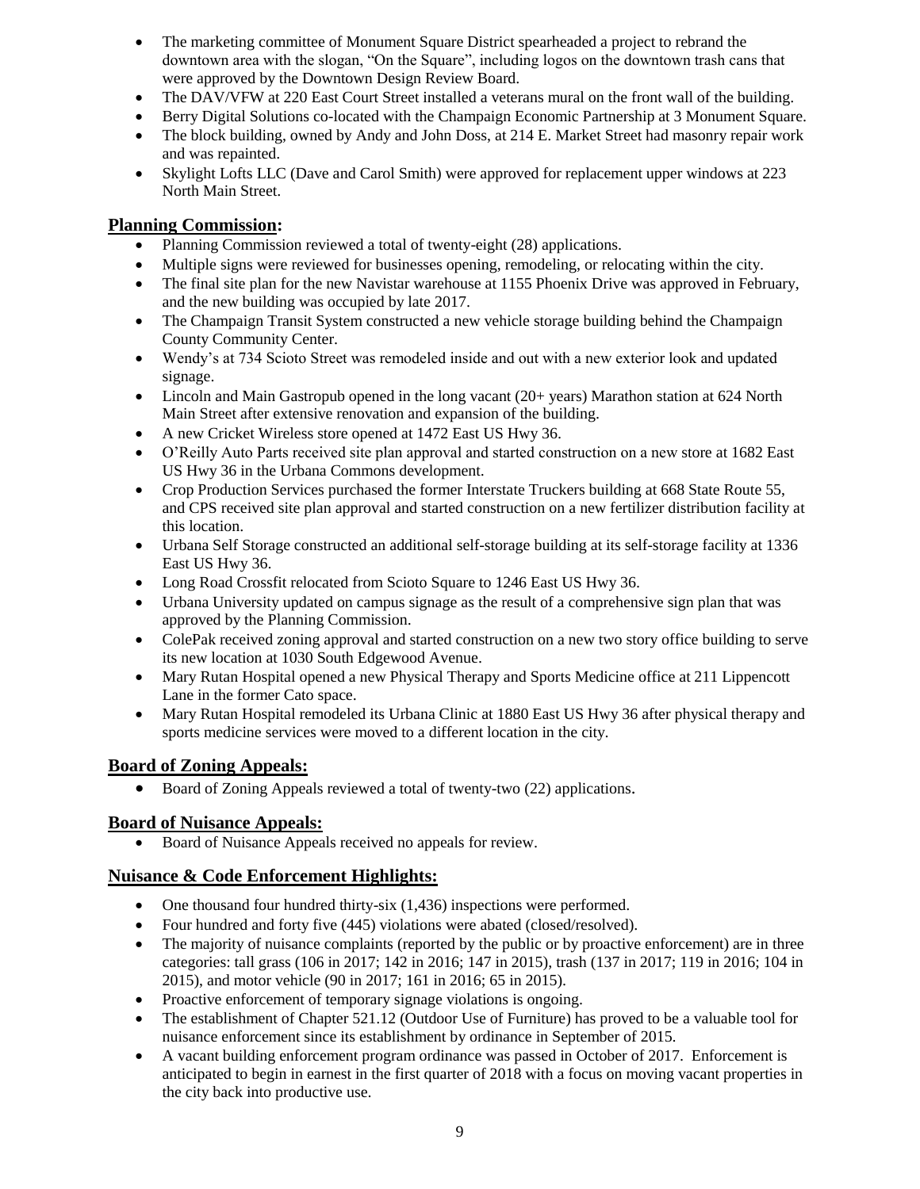- The marketing committee of Monument Square District spearheaded a project to rebrand the downtown area with the slogan, "On the Square", including logos on the downtown trash cans that were approved by the Downtown Design Review Board.
- The DAV/VFW at 220 East Court Street installed a veterans mural on the front wall of the building.
- Berry Digital Solutions co-located with the Champaign Economic Partnership at 3 Monument Square.
- The block building, owned by Andy and John Doss, at 214 E. Market Street had masonry repair work and was repainted.
- Skylight Lofts LLC (Dave and Carol Smith) were approved for replacement upper windows at 223 North Main Street.

## **Planning Commission:**

- Planning Commission reviewed a total of twenty-eight (28) applications.
- Multiple signs were reviewed for businesses opening, remodeling, or relocating within the city.
- The final site plan for the new Navistar warehouse at 1155 Phoenix Drive was approved in February, and the new building was occupied by late 2017.
- The Champaign Transit System constructed a new vehicle storage building behind the Champaign County Community Center.
- Wendy's at 734 Scioto Street was remodeled inside and out with a new exterior look and updated signage.
- Lincoln and Main Gastropub opened in the long vacant (20+ years) Marathon station at 624 North Main Street after extensive renovation and expansion of the building.
- A new Cricket Wireless store opened at 1472 East US Hwy 36.
- O'Reilly Auto Parts received site plan approval and started construction on a new store at 1682 East US Hwy 36 in the Urbana Commons development.
- Crop Production Services purchased the former Interstate Truckers building at 668 State Route 55, and CPS received site plan approval and started construction on a new fertilizer distribution facility at this location.
- Urbana Self Storage constructed an additional self-storage building at its self-storage facility at 1336 East US Hwy 36.
- Long Road Crossfit relocated from Scioto Square to 1246 East US Hwy 36.
- Urbana University updated on campus signage as the result of a comprehensive sign plan that was approved by the Planning Commission.
- ColePak received zoning approval and started construction on a new two story office building to serve its new location at 1030 South Edgewood Avenue.
- Mary Rutan Hospital opened a new Physical Therapy and Sports Medicine office at 211 Lippencott Lane in the former Cato space.
- Mary Rutan Hospital remodeled its Urbana Clinic at 1880 East US Hwy 36 after physical therapy and sports medicine services were moved to a different location in the city.

## **Board of Zoning Appeals:**

- Board of Zoning Appeals reviewed a total of twenty-two (22) applications.

## **Board of Nuisance Appeals:**

- Board of Nuisance Appeals received no appeals for review.

## **Nuisance & Code Enforcement Highlights:**

- One thousand four hundred thirty-six (1,436) inspections were performed.
- Four hundred and forty five (445) violations were abated (closed/resolved).
- The majority of nuisance complaints (reported by the public or by proactive enforcement) are in three categories: tall grass (106 in 2017; 142 in 2016; 147 in 2015), trash (137 in 2017; 119 in 2016; 104 in 2015), and motor vehicle (90 in 2017; 161 in 2016; 65 in 2015).
- Proactive enforcement of temporary signage violations is ongoing.
- The establishment of Chapter 521.12 (Outdoor Use of Furniture) has proved to be a valuable tool for nuisance enforcement since its establishment by ordinance in September of 2015.
- A vacant building enforcement program ordinance was passed in October of 2017. Enforcement is anticipated to begin in earnest in the first quarter of 2018 with a focus on moving vacant properties in the city back into productive use.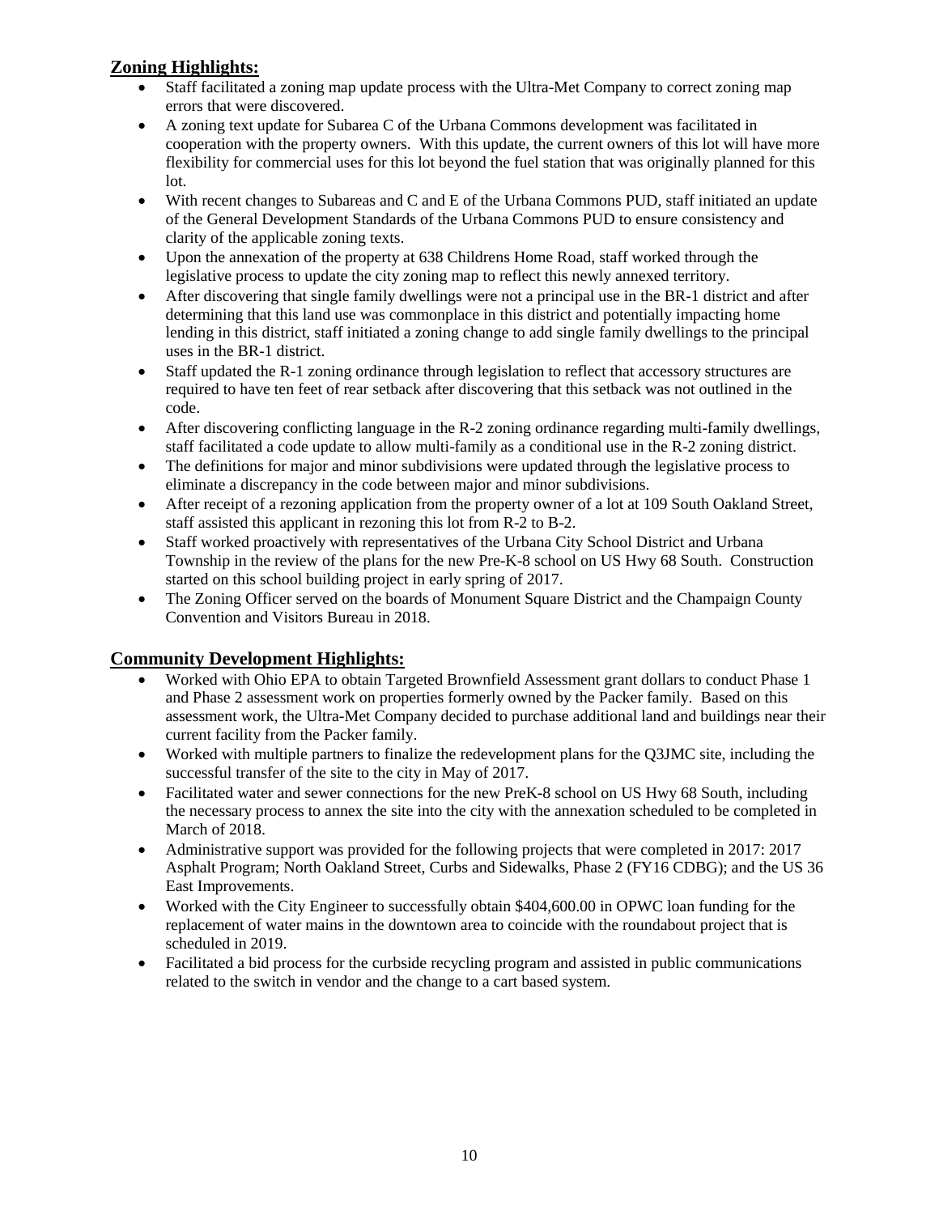## Zoning Highlights:

- Staff facilitated a zoning map update process with the Ultra-Met Company to correct zoning map errors that were discovered.
- A zoning text update for Subarea C of the Urbana Commons development was facilitated in cooperation with the property owners. With this update, the current owners of this lot will have more flexibility for commercial uses for this lot beyond the fuel station that was originally planned for this lot.
- With recent changes to Subareas and C and E of the Urbana Commons PUD, staff initiated an update of the General Development Standards of the Urbana Commons PUD to ensure consistency and clarity of the applicable zoning texts.
- Upon the annexation of the property at 638 Childrens Home Road, staff worked through the legislative process to update the city zoning map to reflect this newly annexed territory.
- After discovering that single family dwellings were not a principal use in the BR-1 district and after determining that this land use was commonplace in this district and potentially impacting home lending in this district, staff initiated a zoning change to add single family dwellings to the principal uses in the BR-1 district.
- Staff updated the R-1 zoning ordinance through legislation to reflect that accessory structures are required to have ten feet of rear setback after discovering that this setback was not outlined in the code.
- After discovering conflicting language in the R-2 zoning ordinance regarding multi-family dwellings, staff facilitated a code update to allow multi-family as a conditional use in the R-2 zoning district.
- The definitions for major and minor subdivisions were updated through the legislative process to eliminate a discrepancy in the code between major and minor subdivisions.
- After receipt of a rezoning application from the property owner of a lot at 109 South Oakland Street, staff assisted this applicant in rezoning this lot from R-2 to B-2.
- Staff worked proactively with representatives of the Urbana City School District and Urbana Township in the review of the plans for the new Pre-K-8 school on US Hwy 68 South. Construction started on this school building project in early spring of 2017.
- The Zoning Officer served on the boards of Monument Square District and the Champaign County Convention and Visitors Bureau in 2018.

## Community Development Highlights:

- Worked with Ohio EPA to obtain Targeted Brownfield Assessment grant dollars to conduct Phase 1 and Phase 2 assessment work on properties formerly owned by the Packer family. Based on this assessment work, the Ultra-Met Company decided to purchase additional land and buildings near their current facility from the Packer family.
- Worked with multiple partners to finalize the redevelopment plans for the Q3JMC site, including the successful transfer of the site to the city in May of 2017.
- Facilitated water and sewer connections for the new PreK-8 school on US Hwy 68 South, including the necessary process to annex the site into the city with the annexation scheduled to be completed in March of 2018.
- Administrative support was provided for the following projects that were completed in 2017: 2017 Asphalt Program; North Oakland Street, Curbs and Sidewalks, Phase 2 (FY16 CDBG); and the US 36 East Improvements.
- Worked with the City Engineer to successfully obtain $404,600.00 in OPWC loan funding for the replacement of water mains in the downtown area to coincide with the roundabout project that is scheduled in 2019.
- Facilitated a bid process for the curbside recycling program and assisted in public communications related to the switch in vendor and the change to a cart based system.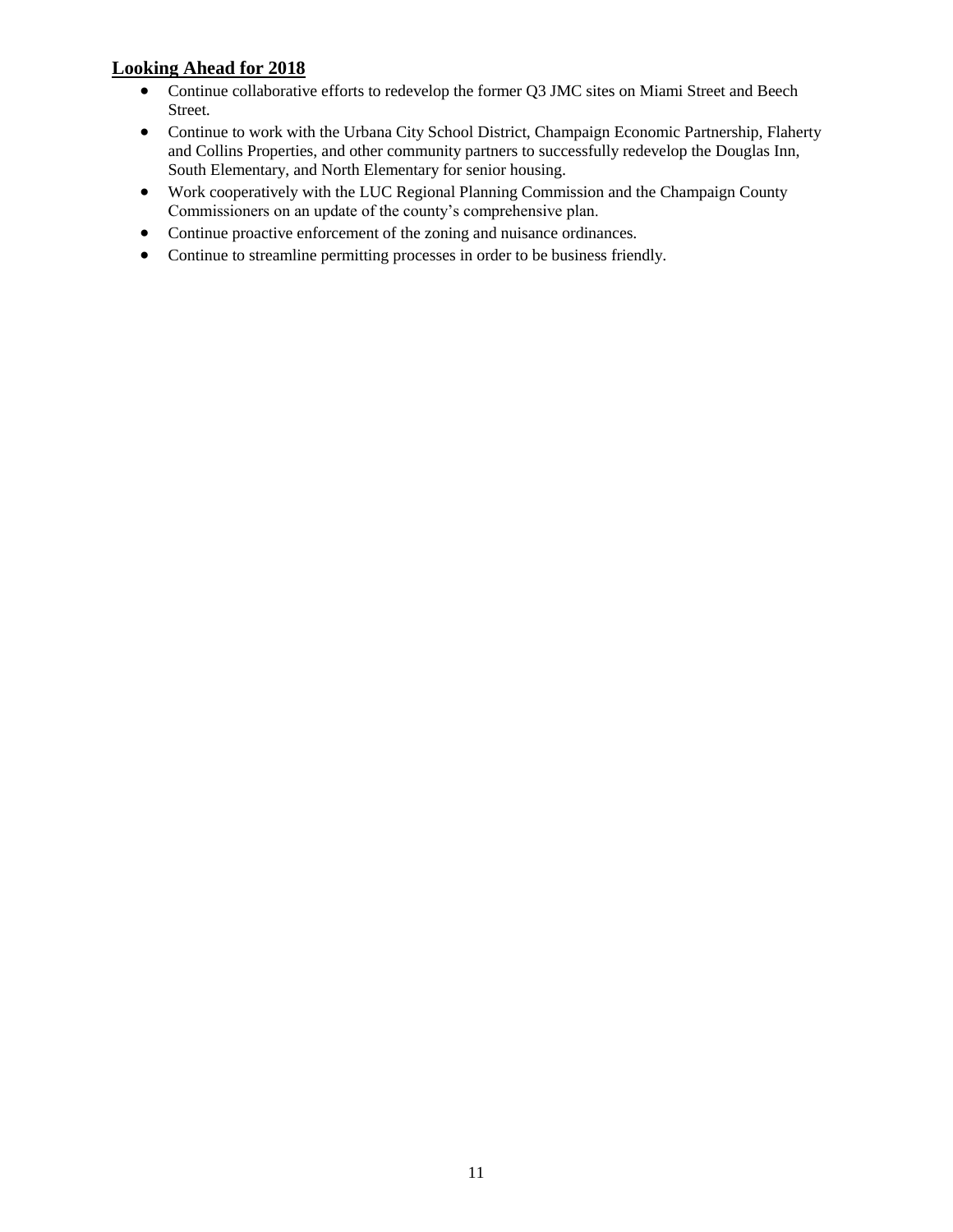## Looking Ahead for 2018

- Continue collaborative efforts to redevelop the former Q3 JMC sites on Miami Street and Beech Street.
- Continue to work with the Urbana City School District, Champaign Economic Partnership, Flaherty and Collins Properties, and other community partners to successfully redevelop the Douglas Inn, South Elementary, and North Elementary for senior housing.
- Work cooperatively with the LUC Regional Planning Commission and the Champaign County Commissioners on an update of the county's comprehensive plan.
- Continue proactive enforcement of the zoning and nuisance ordinances.
- Continue to streamline permitting processes in order to be business friendly.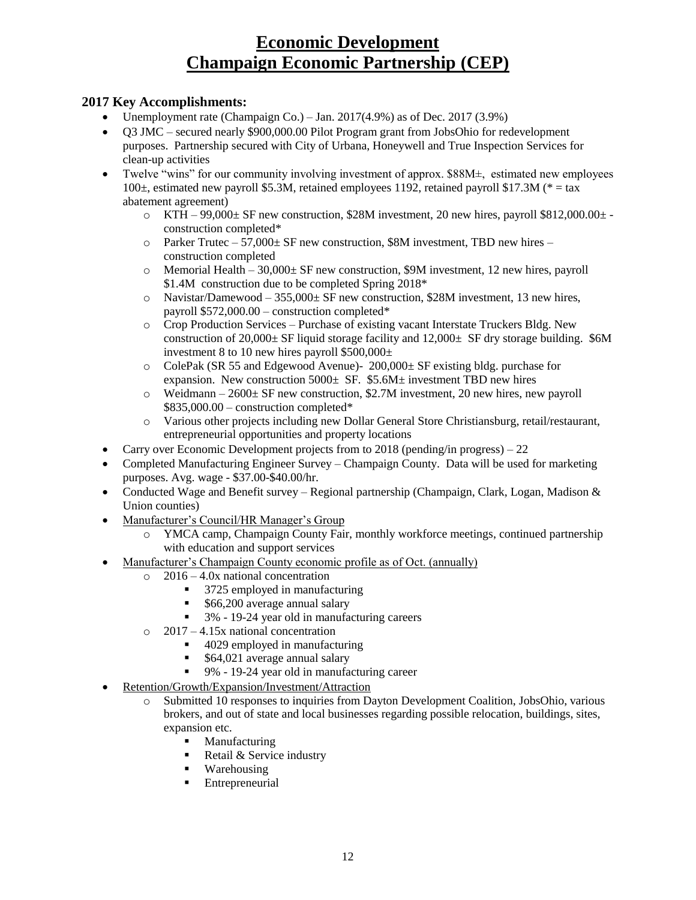# Economic Development
# Champaign Economic Partnership (CEP)

### 2017 Key Accomplishments:

- Unemployment rate (Champaign Co.) – Jan. 2017(4.9%) as of Dec. 2017 (3.9%)
- Q3 JMC – secured nearly $900,000.00 Pilot Program grant from JobsOhio for redevelopment purposes. Partnership secured with City of Urbana, Honeywell and True Inspection Services for clean-up activities
- Twelve "wins" for our community involving investment of approx. $88M±, estimated new employees 100±, estimated new payroll $5.3M, retained employees 1192, retained payroll $17.3M (* = tax abatement agreement)
    - KTH – 99,000± SF new construction, $28M investment, 20 new hires, payroll $812,000.00± - construction completed*
    - Parker Trutec – 57,000± SF new construction, $8M investment, TBD new hires – construction completed
    - Memorial Health – 30,000± SF new construction, $9M investment, 12 new hires, payroll $1.4M construction due to be completed Spring 2018*
    - Navistar/Damewood – 355,000± SF new construction, $28M investment, 13 new hires, payroll $572,000.00 – construction completed*
    - Crop Production Services – Purchase of existing vacant Interstate Truckers Bldg. New construction of 20,000± SF liquid storage facility and 12,000± SF dry storage building. $6M investment 8 to 10 new hires payroll $500,000±
    - ColePak (SR 55 and Edgewood Avenue)- 200,000± SF existing bldg. purchase for expansion. New construction 5000± SF. $5.6M± investment TBD new hires
    - Weidmann – 2600± SF new construction, $2.7M investment, 20 new hires, new payroll $835,000.00 – construction completed*
    - Various other projects including new Dollar General Store Christiansburg, retail/restaurant, entrepreneurial opportunities and property locations
- Carry over Economic Development projects from to 2018 (pending/in progress) – 22
- Completed Manufacturing Engineer Survey – Champaign County. Data will be used for marketing purposes. Avg. wage - $37.00-$40.00/hr.
- Conducted Wage and Benefit survey – Regional partnership (Champaign, Clark, Logan, Madison & Union counties)
- Manufacturer's Council/HR Manager's Group
    - YMCA camp, Champaign County Fair, monthly workforce meetings, continued partnership with education and support services
- Manufacturer's Champaign County economic profile as of Oct. (annually)
    - 2016 – 4.0x national concentration
        - 3725 employed in manufacturing
        - $66,200 average annual salary
        - 3% - 19-24 year old in manufacturing careers
    - 2017 – 4.15x national concentration
        - 4029 employed in manufacturing
        - $64,021 average annual salary
        - 9% - 19-24 year old in manufacturing career
- Retention/Growth/Expansion/Investment/Attraction
    - Submitted 10 responses to inquiries from Dayton Development Coalition, JobsOhio, various brokers, and out of state and local businesses regarding possible relocation, buildings, sites, expansion etc.
        - Manufacturing
        - Retail & Service industry
        - Warehousing
        - Entrepreneurial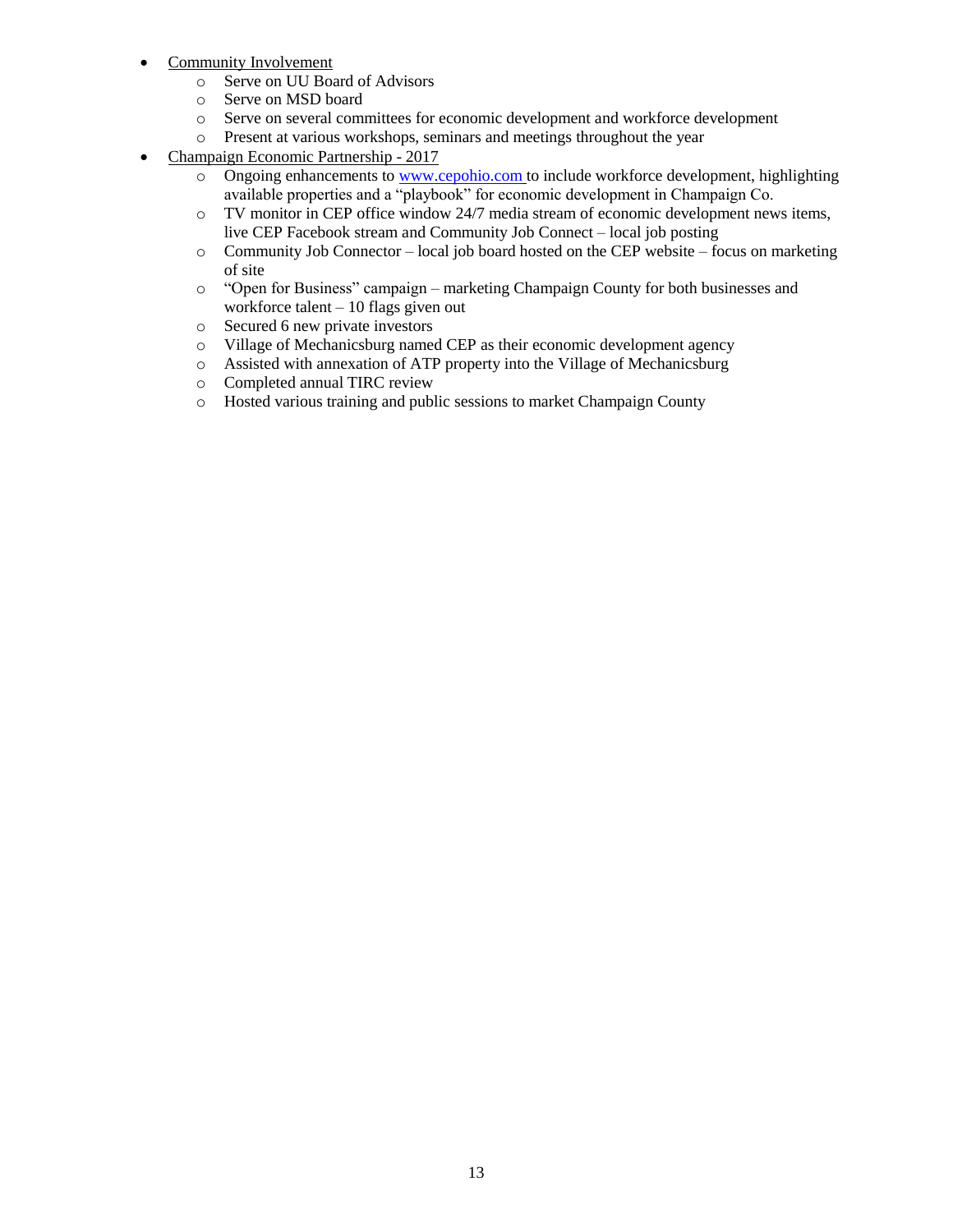- Community Involvement
  - Serve on UU Board of Advisors
  - Serve on MSD board
  - Serve on several committees for economic development and workforce development
  - Present at various workshops, seminars and meetings throughout the year
- Champaign Economic Partnership - 2017
  - Ongoing enhancements to www.cepohio.com to include workforce development, highlighting available properties and a "playbook" for economic development in Champaign Co.
  - TV monitor in CEP office window 24/7 media stream of economic development news items, live CEP Facebook stream and Community Job Connect – local job posting
  - Community Job Connector – local job board hosted on the CEP website – focus on marketing of site
  - "Open for Business" campaign – marketing Champaign County for both businesses and workforce talent – 10 flags given out
  - Secured 6 new private investors
  - Village of Mechanicsburg named CEP as their economic development agency
  - Assisted with annexation of ATP property into the Village of Mechanicsburg
  - Completed annual TIRC review
  - Hosted various training and public sessions to market Champaign County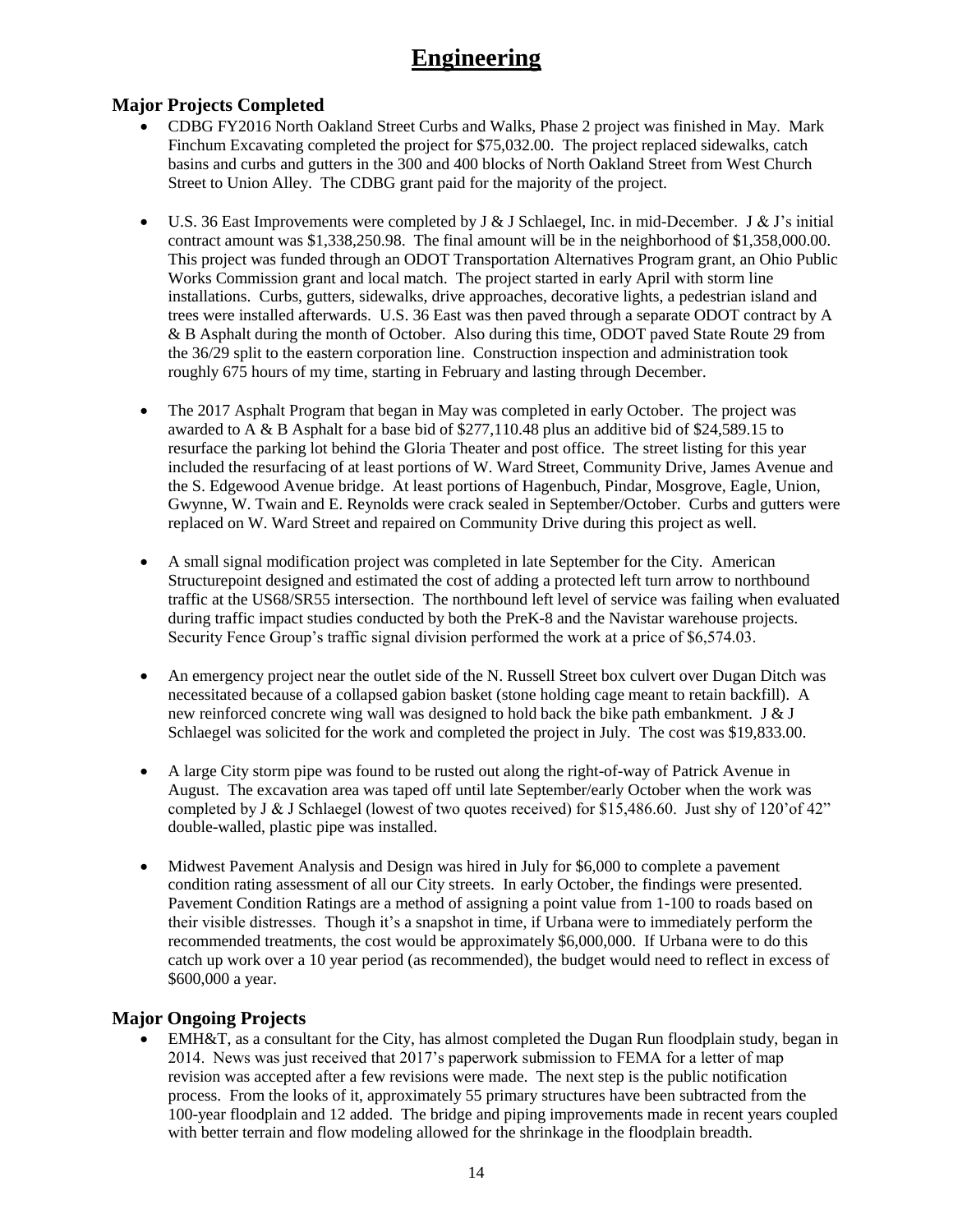# Engineering

## Major Projects Completed

- CDBG FY2016 North Oakland Street Curbs and Walks, Phase 2 project was finished in May. Mark Finchum Excavating completed the project for $75,032.00. The project replaced sidewalks, catch basins and curbs and gutters in the 300 and 400 blocks of North Oakland Street from West Church Street to Union Alley. The CDBG grant paid for the majority of the project.

- U.S. 36 East Improvements were completed by J & J Schlaegel, Inc. in mid-December. J & J's initial contract amount was $1,338,250.98. The final amount will be in the neighborhood of $1,358,000.00. This project was funded through an ODOT Transportation Alternatives Program grant, an Ohio Public Works Commission grant and local match. The project started in early April with storm line installations. Curbs, gutters, sidewalks, drive approaches, decorative lights, a pedestrian island and trees were installed afterwards. U.S. 36 East was then paved through a separate ODOT contract by A & B Asphalt during the month of October. Also during this time, ODOT paved State Route 29 from the 36/29 split to the eastern corporation line. Construction inspection and administration took roughly 675 hours of my time, starting in February and lasting through December.

- The 2017 Asphalt Program that began in May was completed in early October. The project was awarded to A & B Asphalt for a base bid of $277,110.48 plus an additive bid of $24,589.15 to resurface the parking lot behind the Gloria Theater and post office. The street listing for this year included the resurfacing of at least portions of W. Ward Street, Community Drive, James Avenue and the S. Edgewood Avenue bridge. At least portions of Hagenbuch, Pindar, Mosgrove, Eagle, Union, Gwynne, W. Twain and E. Reynolds were crack sealed in September/October. Curbs and gutters were replaced on W. Ward Street and repaired on Community Drive during this project as well.

- A small signal modification project was completed in late September for the City. American Structurepoint designed and estimated the cost of adding a protected left turn arrow to northbound traffic at the US68/SR55 intersection. The northbound left level of service was failing when evaluated during traffic impact studies conducted by both the PreK-8 and the Navistar warehouse projects. Security Fence Group's traffic signal division performed the work at a price of $6,574.03.

- An emergency project near the outlet side of the N. Russell Street box culvert over Dugan Ditch was necessitated because of a collapsed gabion basket (stone holding cage meant to retain backfill). A new reinforced concrete wing wall was designed to hold back the bike path embankment. J & J Schlaegel was solicited for the work and completed the project in July. The cost was $19,833.00.

- A large City storm pipe was found to be rusted out along the right-of-way of Patrick Avenue in August. The excavation area was taped off until late September/early October when the work was completed by J & J Schlaegel (lowest of two quotes received) for $15,486.60. Just shy of 120'of 42" double-walled, plastic pipe was installed.

- Midwest Pavement Analysis and Design was hired in July for $6,000 to complete a pavement condition rating assessment of all our City streets. In early October, the findings were presented. Pavement Condition Ratings are a method of assigning a point value from 1-100 to roads based on their visible distresses. Though it's a snapshot in time, if Urbana were to immediately perform the recommended treatments, the cost would be approximately $6,000,000. If Urbana were to do this catch up work over a 10 year period (as recommended), the budget would need to reflect in excess of $600,000 a year.

## Major Ongoing Projects

- EMH&T, as a consultant for the City, has almost completed the Dugan Run floodplain study, began in 2014. News was just received that 2017's paperwork submission to FEMA for a letter of map revision was accepted after a few revisions were made. The next step is the public notification process. From the looks of it, approximately 55 primary structures have been subtracted from the 100-year floodplain and 12 added. The bridge and piping improvements made in recent years coupled with better terrain and flow modeling allowed for the shrinkage in the floodplain breadth.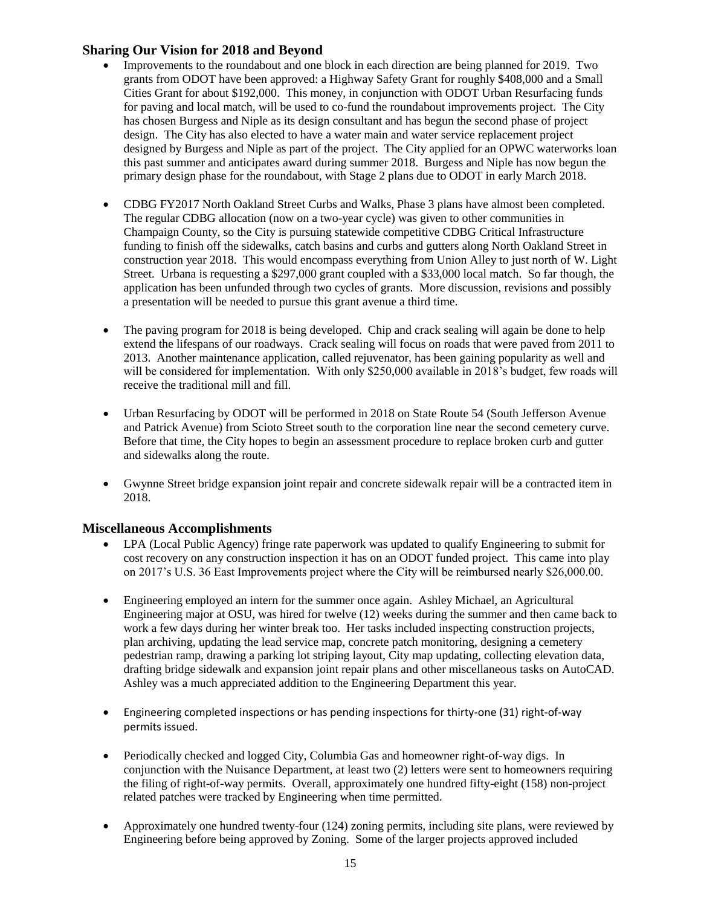## Sharing Our Vision for 2018 and Beyond

- Improvements to the roundabout and one block in each direction are being planned for 2019. Two grants from ODOT have been approved: a Highway Safety Grant for roughly $408,000 and a Small Cities Grant for about $192,000. This money, in conjunction with ODOT Urban Resurfacing funds for paving and local match, will be used to co-fund the roundabout improvements project. The City has chosen Burgess and Niple as its design consultant and has begun the second phase of project design. The City has also elected to have a water main and water service replacement project designed by Burgess and Niple as part of the project. The City applied for an OPWC waterworks loan this past summer and anticipates award during summer 2018. Burgess and Niple has now begun the primary design phase for the roundabout, with Stage 2 plans due to ODOT in early March 2018.

- CDBG FY2017 North Oakland Street Curbs and Walks, Phase 3 plans have almost been completed. The regular CDBG allocation (now on a two-year cycle) was given to other communities in Champaign County, so the City is pursuing statewide competitive CDBG Critical Infrastructure funding to finish off the sidewalks, catch basins and curbs and gutters along North Oakland Street in construction year 2018. This would encompass everything from Union Alley to just north of W. Light Street. Urbana is requesting a $297,000 grant coupled with a $33,000 local match. So far though, the application has been unfunded through two cycles of grants. More discussion, revisions and possibly a presentation will be needed to pursue this grant avenue a third time.

- The paving program for 2018 is being developed. Chip and crack sealing will again be done to help extend the lifespans of our roadways. Crack sealing will focus on roads that were paved from 2011 to 2013. Another maintenance application, called rejuvenator, has been gaining popularity as well and will be considered for implementation. With only $250,000 available in 2018's budget, few roads will receive the traditional mill and fill.

- Urban Resurfacing by ODOT will be performed in 2018 on State Route 54 (South Jefferson Avenue and Patrick Avenue) from Scioto Street south to the corporation line near the second cemetery curve. Before that time, the City hopes to begin an assessment procedure to replace broken curb and gutter and sidewalks along the route.

- Gwynne Street bridge expansion joint repair and concrete sidewalk repair will be a contracted item in 2018.

## Miscellaneous Accomplishments

- LPA (Local Public Agency) fringe rate paperwork was updated to qualify Engineering to submit for cost recovery on any construction inspection it has on an ODOT funded project. This came into play on 2017's U.S. 36 East Improvements project where the City will be reimbursed nearly $26,000.00.

- Engineering employed an intern for the summer once again. Ashley Michael, an Agricultural Engineering major at OSU, was hired for twelve (12) weeks during the summer and then came back to work a few days during her winter break too. Her tasks included inspecting construction projects, plan archiving, updating the lead service map, concrete patch monitoring, designing a cemetery pedestrian ramp, drawing a parking lot striping layout, City map updating, collecting elevation data, drafting bridge sidewalk and expansion joint repair plans and other miscellaneous tasks on AutoCAD. Ashley was a much appreciated addition to the Engineering Department this year.

- Engineering completed inspections or has pending inspections for thirty-one (31) right-of-way permits issued.

- Periodically checked and logged City, Columbia Gas and homeowner right-of-way digs. In conjunction with the Nuisance Department, at least two (2) letters were sent to homeowners requiring the filing of right-of-way permits. Overall, approximately one hundred fifty-eight (158) non-project related patches were tracked by Engineering when time permitted.

- Approximately one hundred twenty-four (124) zoning permits, including site plans, were reviewed by Engineering before being approved by Zoning. Some of the larger projects approved included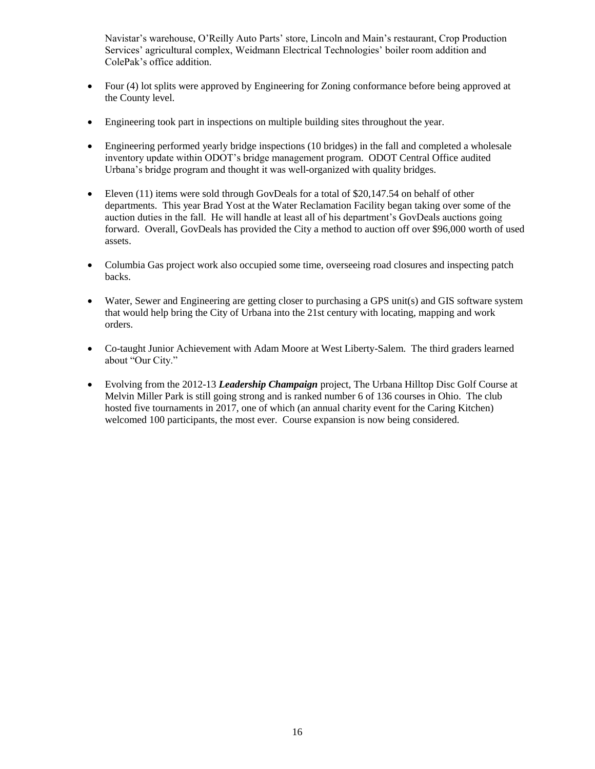Navistar's warehouse, O'Reilly Auto Parts' store, Lincoln and Main's restaurant, Crop Production Services' agricultural complex, Weidmann Electrical Technologies' boiler room addition and ColePak's office addition.

- Four (4) lot splits were approved by Engineering for Zoning conformance before being approved at the County level.
- Engineering took part in inspections on multiple building sites throughout the year.
- Engineering performed yearly bridge inspections (10 bridges) in the fall and completed a wholesale inventory update within ODOT's bridge management program. ODOT Central Office audited Urbana's bridge program and thought it was well-organized with quality bridges.
- Eleven (11) items were sold through GovDeals for a total of $20,147.54 on behalf of other departments. This year Brad Yost at the Water Reclamation Facility began taking over some of the auction duties in the fall. He will handle at least all of his department's GovDeals auctions going forward. Overall, GovDeals has provided the City a method to auction off over $96,000 worth of used assets.
- Columbia Gas project work also occupied some time, overseeing road closures and inspecting patch backs.
- Water, Sewer and Engineering are getting closer to purchasing a GPS unit(s) and GIS software system that would help bring the City of Urbana into the 21st century with locating, mapping and work orders.
- Co-taught Junior Achievement with Adam Moore at West Liberty-Salem. The third graders learned about "Our City."
- Evolving from the 2012-13 ***Leadership Champaign*** project, The Urbana Hilltop Disc Golf Course at Melvin Miller Park is still going strong and is ranked number 6 of 136 courses in Ohio. The club hosted five tournaments in 2017, one of which (an annual charity event for the Caring Kitchen) welcomed 100 participants, the most ever. Course expansion is now being considered.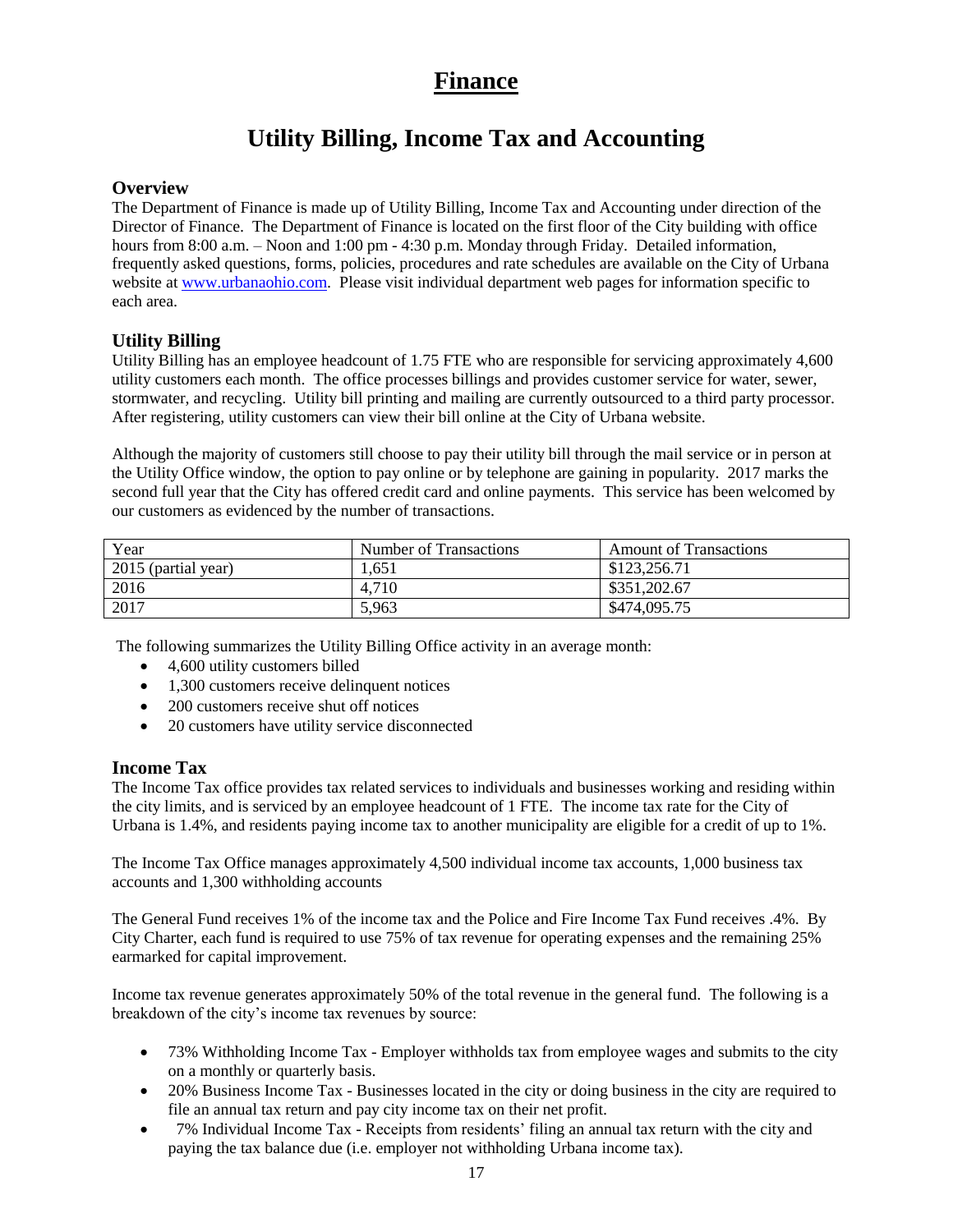# Finance

## Utility Billing, Income Tax and Accounting

### Overview

The Department of Finance is made up of Utility Billing, Income Tax and Accounting under direction of the Director of Finance. The Department of Finance is located on the first floor of the City building with office hours from 8:00 a.m. – Noon and 1:00 pm - 4:30 p.m. Monday through Friday. Detailed information, frequently asked questions, forms, policies, procedures and rate schedules are available on the City of Urbana website at [www.urbanaohio.com](http://www.urbanaohio.com). Please visit individual department web pages for information specific to each area.

### Utility Billing

Utility Billing has an employee headcount of 1.75 FTE who are responsible for servicing approximately 4,600 utility customers each month. The office processes billings and provides customer service for water, sewer, stormwater, and recycling. Utility bill printing and mailing are currently outsourced to a third party processor. After registering, utility customers can view their bill online at the City of Urbana website.

Although the majority of customers still choose to pay their utility bill through the mail service or in person at the Utility Office window, the option to pay online or by telephone are gaining in popularity. 2017 marks the second full year that the City has offered credit card and online payments. This service has been welcomed by our customers as evidenced by the number of transactions.

| Year | Number of Transactions | Amount of Transactions |
|---|---|---|
| 2015 (partial year) | 1,651 | $123,256.71 |
| 2016 | 4,710 | $351,202.67 |
| 2017 | 5,963 | $474,095.75 |

The following summarizes the Utility Billing Office activity in an average month:

- 4,600 utility customers billed
- 1,300 customers receive delinquent notices
- 200 customers receive shut off notices
- 20 customers have utility service disconnected

### Income Tax

The Income Tax office provides tax related services to individuals and businesses working and residing within the city limits, and is serviced by an employee headcount of 1 FTE. The income tax rate for the City of Urbana is 1.4%, and residents paying income tax to another municipality are eligible for a credit of up to 1%.

The Income Tax Office manages approximately 4,500 individual income tax accounts, 1,000 business tax accounts and 1,300 withholding accounts

The General Fund receives 1% of the income tax and the Police and Fire Income Tax Fund receives .4%. By City Charter, each fund is required to use 75% of tax revenue for operating expenses and the remaining 25% earmarked for capital improvement.

Income tax revenue generates approximately 50% of the total revenue in the general fund. The following is a breakdown of the city's income tax revenues by source:

- 73% Withholding Income Tax - Employer withholds tax from employee wages and submits to the city on a monthly or quarterly basis.
- 20% Business Income Tax - Businesses located in the city or doing business in the city are required to file an annual tax return and pay city income tax on their net profit.
- 7% Individual Income Tax - Receipts from residents' filing an annual tax return with the city and paying the tax balance due (i.e. employer not withholding Urbana income tax).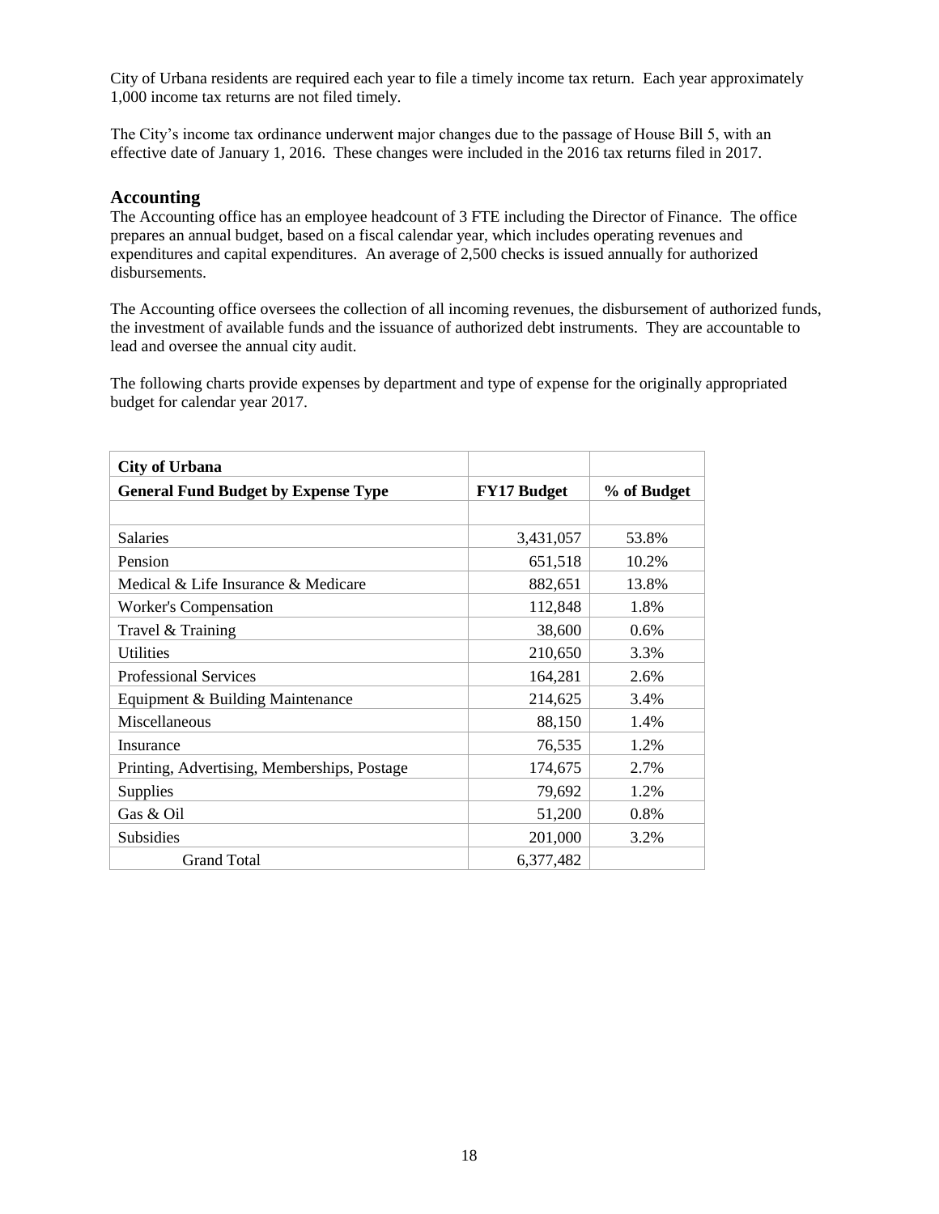City of Urbana residents are required each year to file a timely income tax return. Each year approximately 1,000 income tax returns are not filed timely.

The City's income tax ordinance underwent major changes due to the passage of House Bill 5, with an effective date of January 1, 2016. These changes were included in the 2016 tax returns filed in 2017.

## Accounting

The Accounting office has an employee headcount of 3 FTE including the Director of Finance. The office prepares an annual budget, based on a fiscal calendar year, which includes operating revenues and expenditures and capital expenditures. An average of 2,500 checks is issued annually for authorized disbursements.

The Accounting office oversees the collection of all incoming revenues, the disbursement of authorized funds, the investment of available funds and the issuance of authorized debt instruments. They are accountable to lead and oversee the annual city audit.

The following charts provide expenses by department and type of expense for the originally appropriated budget for calendar year 2017.

| **City of Urbana** | | |
|---|---|---|
| **General Fund Budget by Expense Type** | **FY17 Budget** | **% of Budget** |
| | | |
| Salaries | 3,431,057 | 53.8% |
| Pension | 651,518 | 10.2% |
| Medical & Life Insurance & Medicare | 882,651 | 13.8% |
| Worker's Compensation | 112,848 | 1.8% |
| Travel & Training | 38,600 | 0.6% |
| Utilities | 210,650 | 3.3% |
| Professional Services | 164,281 | 2.6% |
| Equipment & Building Maintenance | 214,625 | 3.4% |
| Miscellaneous | 88,150 | 1.4% |
| Insurance | 76,535 | 1.2% |
| Printing, Advertising, Memberships, Postage | 174,675 | 2.7% |
| Supplies | 79,692 | 1.2% |
| Gas & Oil | 51,200 | 0.8% |
| Subsidies | 201,000 | 3.2% |
| Grand Total | 6,377,482 | |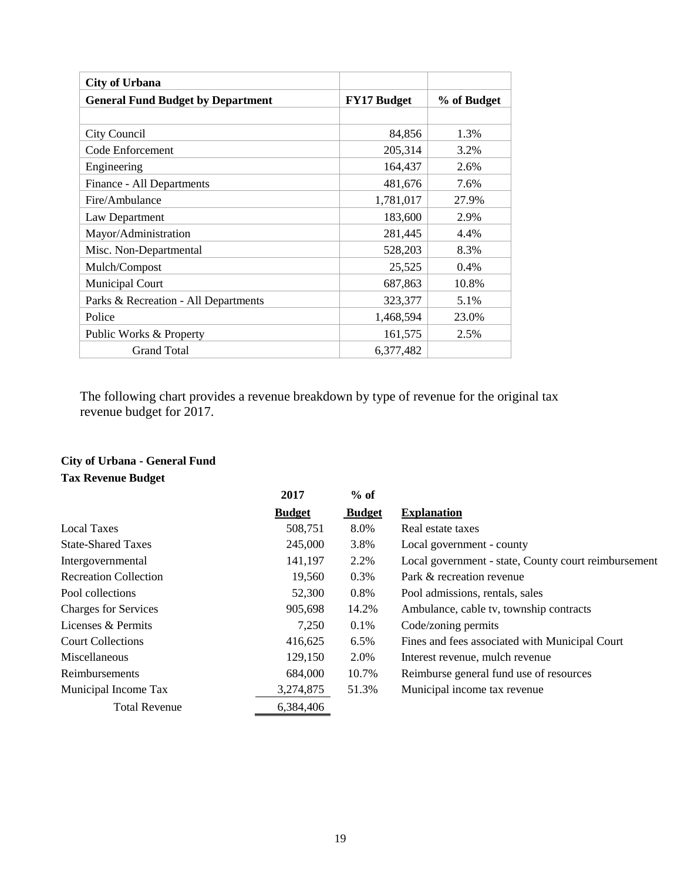| City of Urbana | | |
|---|---|---|
| **General Fund Budget by Department** | **FY17 Budget** | **% of Budget** |
| | | |
| City Council | 84,856 | 1.3% |
| Code Enforcement | 205,314 | 3.2% |
| Engineering | 164,437 | 2.6% |
| Finance - All Departments | 481,676 | 7.6% |
| Fire/Ambulance | 1,781,017 | 27.9% |
| Law Department | 183,600 | 2.9% |
| Mayor/Administration | 281,445 | 4.4% |
| Misc. Non-Departmental | 528,203 | 8.3% |
| Mulch/Compost | 25,525 | 0.4% |
| Municipal Court | 687,863 | 10.8% |
| Parks & Recreation - All Departments | 323,377 | 5.1% |
| Police | 1,468,594 | 23.0% |
| Public Works & Property | 161,575 | 2.5% |
| Grand Total | 6,377,482 | |

The following chart provides a revenue breakdown by type of revenue for the original tax revenue budget for 2017.

**City of Urbana - General Fund**
**Tax Revenue Budget**

| | **2017 Budget** | **% of Budget** | **Explanation** |
|---|---|---|---|
| Local Taxes | 508,751 | 8.0% | Real estate taxes |
| State-Shared Taxes | 245,000 | 3.8% | Local government - county |
| Intergovernmental | 141,197 | 2.2% | Local government - state, County court reimbursement |
| Recreation Collection | 19,560 | 0.3% | Park & recreation revenue |
| Pool collections | 52,300 | 0.8% | Pool admissions, rentals, sales |
| Charges for Services | 905,698 | 14.2% | Ambulance, cable tv, township contracts |
| Licenses & Permits | 7,250 | 0.1% | Code/zoning permits |
| Court Collections | 416,625 | 6.5% | Fines and fees associated with Municipal Court |
| Miscellaneous | 129,150 | 2.0% | Interest revenue, mulch revenue |
| Reimbursements | 684,000 | 10.7% | Reimburse general fund use of resources |
| Municipal Income Tax | 3,274,875 | 51.3% | Municipal income tax revenue |
| Total Revenue | 6,384,406 | | |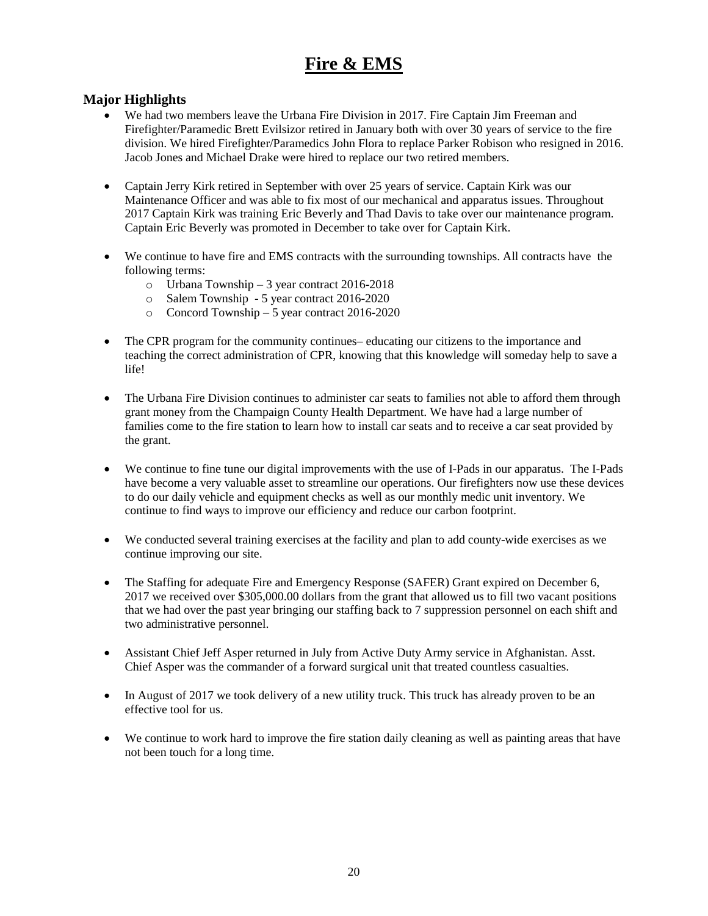# Fire & EMS

## Major Highlights

- We had two members leave the Urbana Fire Division in 2017. Fire Captain Jim Freeman and Firefighter/Paramedic Brett Evilsizor retired in January both with over 30 years of service to the fire division. We hired Firefighter/Paramedics John Flora to replace Parker Robison who resigned in 2016. Jacob Jones and Michael Drake were hired to replace our two retired members.

- Captain Jerry Kirk retired in September with over 25 years of service. Captain Kirk was our Maintenance Officer and was able to fix most of our mechanical and apparatus issues. Throughout 2017 Captain Kirk was training Eric Beverly and Thad Davis to take over our maintenance program. Captain Eric Beverly was promoted in December to take over for Captain Kirk.

- We continue to have fire and EMS contracts with the surrounding townships. All contracts have the following terms:
  - Urbana Township – 3 year contract 2016-2018
  - Salem Township - 5 year contract 2016-2020
  - Concord Township – 5 year contract 2016-2020

- The CPR program for the community continues– educating our citizens to the importance and teaching the correct administration of CPR, knowing that this knowledge will someday help to save a life!

- The Urbana Fire Division continues to administer car seats to families not able to afford them through grant money from the Champaign County Health Department. We have had a large number of families come to the fire station to learn how to install car seats and to receive a car seat provided by the grant.

- We continue to fine tune our digital improvements with the use of I-Pads in our apparatus. The I-Pads have become a very valuable asset to streamline our operations. Our firefighters now use these devices to do our daily vehicle and equipment checks as well as our monthly medic unit inventory. We continue to find ways to improve our efficiency and reduce our carbon footprint.

- We conducted several training exercises at the facility and plan to add county-wide exercises as we continue improving our site.

- The Staffing for adequate Fire and Emergency Response (SAFER) Grant expired on December 6, 2017 we received over $305,000.00 dollars from the grant that allowed us to fill two vacant positions that we had over the past year bringing our staffing back to 7 suppression personnel on each shift and two administrative personnel.

- Assistant Chief Jeff Asper returned in July from Active Duty Army service in Afghanistan. Asst. Chief Asper was the commander of a forward surgical unit that treated countless casualties.

- In August of 2017 we took delivery of a new utility truck. This truck has already proven to be an effective tool for us.

- We continue to work hard to improve the fire station daily cleaning as well as painting areas that have not been touch for a long time.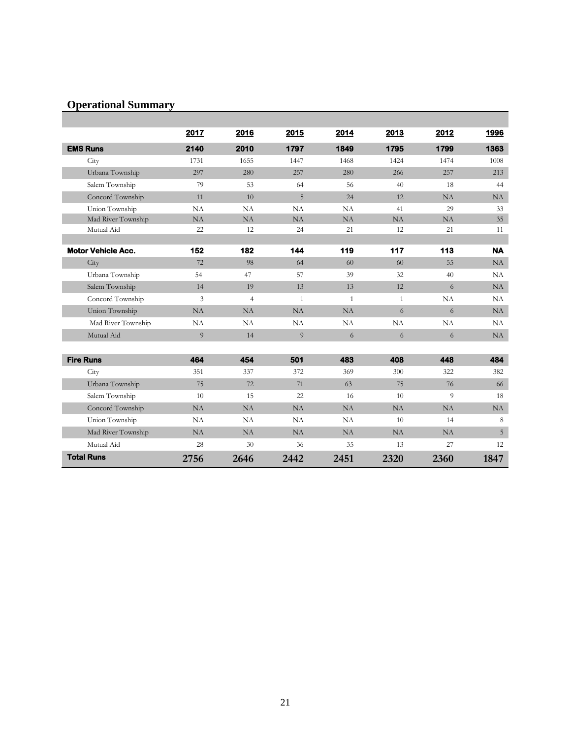## Operational Summary

| | 2017 | 2016 | 2015 | 2014 | 2013 | 2012 | 1996 |
|---|---|---|---|---|---|---|---|
| **EMS Runs** | **2140** | **2010** | **1797** | **1849** | **1795** | **1799** | **1363** |
| City | 1731 | 1655 | 1447 | 1468 | 1424 | 1474 | 1008 |
| Urbana Township | 297 | 280 | 257 | 280 | 266 | 257 | 213 |
| Salem Township | 79 | 53 | 64 | 56 | 40 | 18 | 44 |
| Concord Township | 11 | 10 | 5 | 24 | 12 | NA | NA |
| Union Township | NA | NA | NA | NA | 41 | 29 | 33 |
| Mad River Township | NA | NA | NA | NA | NA | NA | 35 |
| Mutual Aid | 22 | 12 | 24 | 21 | 12 | 21 | 11 |
| | | | | | | | |
| **Motor Vehicle Acc.** | **152** | **182** | **144** | **119** | **117** | **113** | **NA** |
| City | 72 | 98 | 64 | 60 | 60 | 55 | NA |
| Urbana Township | 54 | 47 | 57 | 39 | 32 | 40 | NA |
| Salem Township | 14 | 19 | 13 | 13 | 12 | 6 | NA |
| Concord Township | 3 | 4 | 1 | 1 | 1 | NA | NA |
| Union Township | NA | NA | NA | NA | 6 | 6 | NA |
| Mad River Township | NA | NA | NA | NA | NA | NA | NA |
| Mutual Aid | 9 | 14 | 9 | 6 | 6 | 6 | NA |
| | | | | | | | |
| **Fire Runs** | **464** | **454** | **501** | **483** | **408** | **448** | **484** |
| City | 351 | 337 | 372 | 369 | 300 | 322 | 382 |
| Urbana Township | 75 | 72 | 71 | 63 | 75 | 76 | 66 |
| Salem Township | 10 | 15 | 22 | 16 | 10 | 9 | 18 |
| Concord Township | NA | NA | NA | NA | NA | NA | NA |
| Union Township | NA | NA | NA | NA | 10 | 14 | 8 |
| Mad River Township | NA | NA | NA | NA | NA | NA | 5 |
| Mutual Aid | 28 | 30 | 36 | 35 | 13 | 27 | 12 |
| **Total Runs** | **2756** | **2646** | **2442** | **2451** | **2320** | **2360** | **1847** |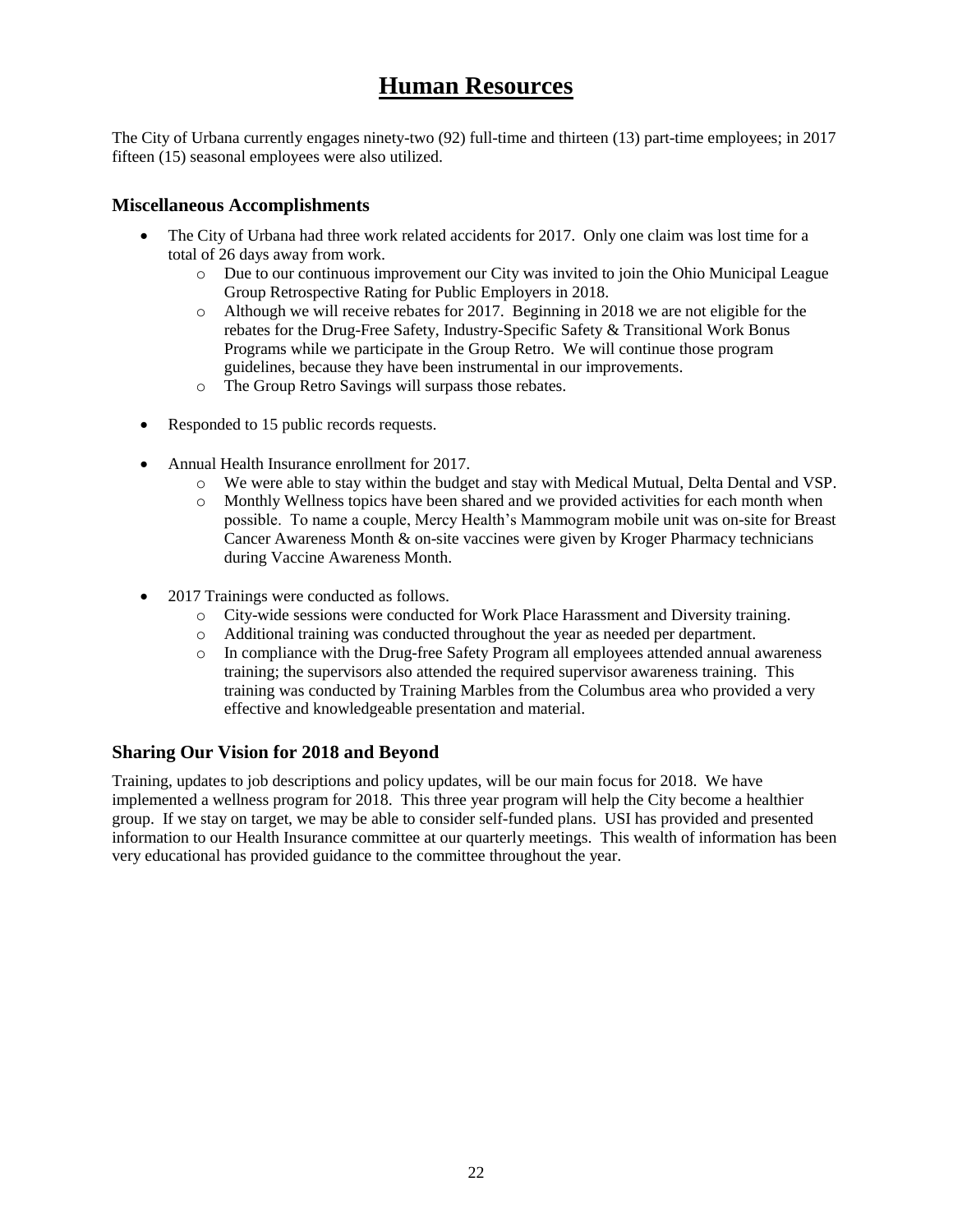# Human Resources

The City of Urbana currently engages ninety-two (92) full-time and thirteen (13) part-time employees; in 2017 fifteen (15) seasonal employees were also utilized.

## Miscellaneous Accomplishments

- The City of Urbana had three work related accidents for 2017. Only one claim was lost time for a total of 26 days away from work.
  - Due to our continuous improvement our City was invited to join the Ohio Municipal League Group Retrospective Rating for Public Employers in 2018.
  - Although we will receive rebates for 2017. Beginning in 2018 we are not eligible for the rebates for the Drug-Free Safety, Industry-Specific Safety & Transitional Work Bonus Programs while we participate in the Group Retro. We will continue those program guidelines, because they have been instrumental in our improvements.
  - The Group Retro Savings will surpass those rebates.

- Responded to 15 public records requests.

- Annual Health Insurance enrollment for 2017.
  - We were able to stay within the budget and stay with Medical Mutual, Delta Dental and VSP.
  - Monthly Wellness topics have been shared and we provided activities for each month when possible. To name a couple, Mercy Health's Mammogram mobile unit was on-site for Breast Cancer Awareness Month & on-site vaccines were given by Kroger Pharmacy technicians during Vaccine Awareness Month.

- 2017 Trainings were conducted as follows.
  - City-wide sessions were conducted for Work Place Harassment and Diversity training.
  - Additional training was conducted throughout the year as needed per department.
  - In compliance with the Drug-free Safety Program all employees attended annual awareness training; the supervisors also attended the required supervisor awareness training. This training was conducted by Training Marbles from the Columbus area who provided a very effective and knowledgeable presentation and material.

## Sharing Our Vision for 2018 and Beyond

Training, updates to job descriptions and policy updates, will be our main focus for 2018. We have implemented a wellness program for 2018. This three year program will help the City become a healthier group. If we stay on target, we may be able to consider self-funded plans. USI has provided and presented information to our Health Insurance committee at our quarterly meetings. This wealth of information has been very educational has provided guidance to the committee throughout the year.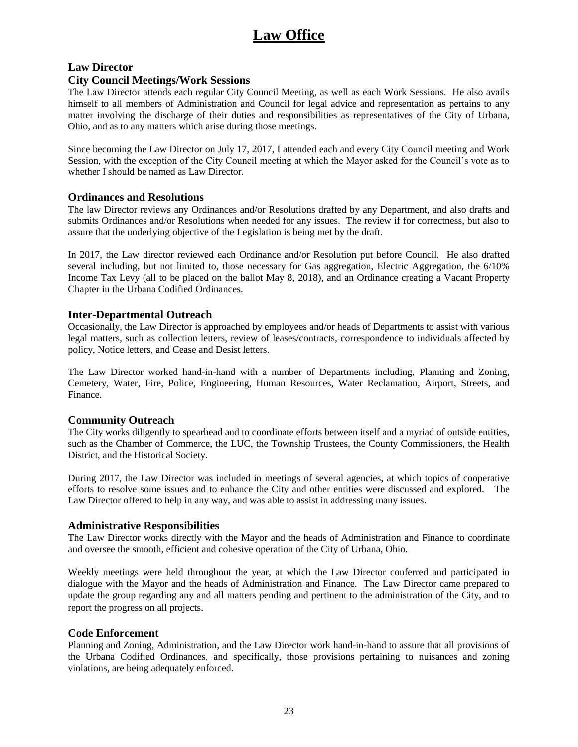# Law Office

## Law Director

### City Council Meetings/Work Sessions

The Law Director attends each regular City Council Meeting, as well as each Work Sessions. He also avails himself to all members of Administration and Council for legal advice and representation as pertains to any matter involving the discharge of their duties and responsibilities as representatives of the City of Urbana, Ohio, and as to any matters which arise during those meetings.

Since becoming the Law Director on July 17, 2017, I attended each and every City Council meeting and Work Session, with the exception of the City Council meeting at which the Mayor asked for the Council's vote as to whether I should be named as Law Director.

### Ordinances and Resolutions

The law Director reviews any Ordinances and/or Resolutions drafted by any Department, and also drafts and submits Ordinances and/or Resolutions when needed for any issues. The review if for correctness, but also to assure that the underlying objective of the Legislation is being met by the draft.

In 2017, the Law director reviewed each Ordinance and/or Resolution put before Council. He also drafted several including, but not limited to, those necessary for Gas aggregation, Electric Aggregation, the 6/10% Income Tax Levy (all to be placed on the ballot May 8, 2018), and an Ordinance creating a Vacant Property Chapter in the Urbana Codified Ordinances.

### Inter-Departmental Outreach

Occasionally, the Law Director is approached by employees and/or heads of Departments to assist with various legal matters, such as collection letters, review of leases/contracts, correspondence to individuals affected by policy, Notice letters, and Cease and Desist letters.

The Law Director worked hand-in-hand with a number of Departments including, Planning and Zoning, Cemetery, Water, Fire, Police, Engineering, Human Resources, Water Reclamation, Airport, Streets, and Finance.

### Community Outreach

The City works diligently to spearhead and to coordinate efforts between itself and a myriad of outside entities, such as the Chamber of Commerce, the LUC, the Township Trustees, the County Commissioners, the Health District, and the Historical Society.

During 2017, the Law Director was included in meetings of several agencies, at which topics of cooperative efforts to resolve some issues and to enhance the City and other entities were discussed and explored. The Law Director offered to help in any way, and was able to assist in addressing many issues.

### Administrative Responsibilities

The Law Director works directly with the Mayor and the heads of Administration and Finance to coordinate and oversee the smooth, efficient and cohesive operation of the City of Urbana, Ohio.

Weekly meetings were held throughout the year, at which the Law Director conferred and participated in dialogue with the Mayor and the heads of Administration and Finance. The Law Director came prepared to update the group regarding any and all matters pending and pertinent to the administration of the City, and to report the progress on all projects.

### Code Enforcement

Planning and Zoning, Administration, and the Law Director work hand-in-hand to assure that all provisions of the Urbana Codified Ordinances, and specifically, those provisions pertaining to nuisances and zoning violations, are being adequately enforced.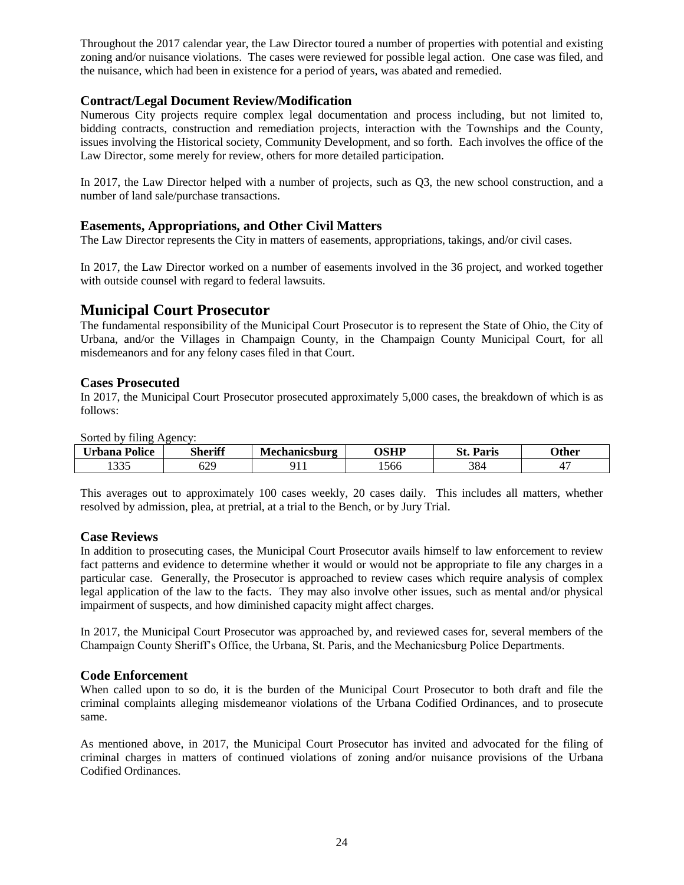Throughout the 2017 calendar year, the Law Director toured a number of properties with potential and existing zoning and/or nuisance violations. The cases were reviewed for possible legal action. One case was filed, and the nuisance, which had been in existence for a period of years, was abated and remedied.

### Contract/Legal Document Review/Modification

Numerous City projects require complex legal documentation and process including, but not limited to, bidding contracts, construction and remediation projects, interaction with the Townships and the County, issues involving the Historical society, Community Development, and so forth. Each involves the office of the Law Director, some merely for review, others for more detailed participation.

In 2017, the Law Director helped with a number of projects, such as Q3, the new school construction, and a number of land sale/purchase transactions.

### Easements, Appropriations, and Other Civil Matters

The Law Director represents the City in matters of easements, appropriations, takings, and/or civil cases.

In 2017, the Law Director worked on a number of easements involved in the 36 project, and worked together with outside counsel with regard to federal lawsuits.

## Municipal Court Prosecutor

The fundamental responsibility of the Municipal Court Prosecutor is to represent the State of Ohio, the City of Urbana, and/or the Villages in Champaign County, in the Champaign County Municipal Court, for all misdemeanors and for any felony cases filed in that Court.

### Cases Prosecuted

In 2017, the Municipal Court Prosecutor prosecuted approximately 5,000 cases, the breakdown of which is as follows:

Sorted by filing Agency:

| Urbana Police | Sheriff | Mechanicsburg | OSHP | St. Paris | Other |
|---|---|---|---|---|---|
| 1335 | 629 | 911 | 1566 | 384 | 47 |

This averages out to approximately 100 cases weekly, 20 cases daily. This includes all matters, whether resolved by admission, plea, at pretrial, at a trial to the Bench, or by Jury Trial.

### Case Reviews

In addition to prosecuting cases, the Municipal Court Prosecutor avails himself to law enforcement to review fact patterns and evidence to determine whether it would or would not be appropriate to file any charges in a particular case. Generally, the Prosecutor is approached to review cases which require analysis of complex legal application of the law to the facts. They may also involve other issues, such as mental and/or physical impairment of suspects, and how diminished capacity might affect charges.

In 2017, the Municipal Court Prosecutor was approached by, and reviewed cases for, several members of the Champaign County Sheriff's Office, the Urbana, St. Paris, and the Mechanicsburg Police Departments.

### Code Enforcement

When called upon to so do, it is the burden of the Municipal Court Prosecutor to both draft and file the criminal complaints alleging misdemeanor violations of the Urbana Codified Ordinances, and to prosecute same.

As mentioned above, in 2017, the Municipal Court Prosecutor has invited and advocated for the filing of criminal charges in matters of continued violations of zoning and/or nuisance provisions of the Urbana Codified Ordinances.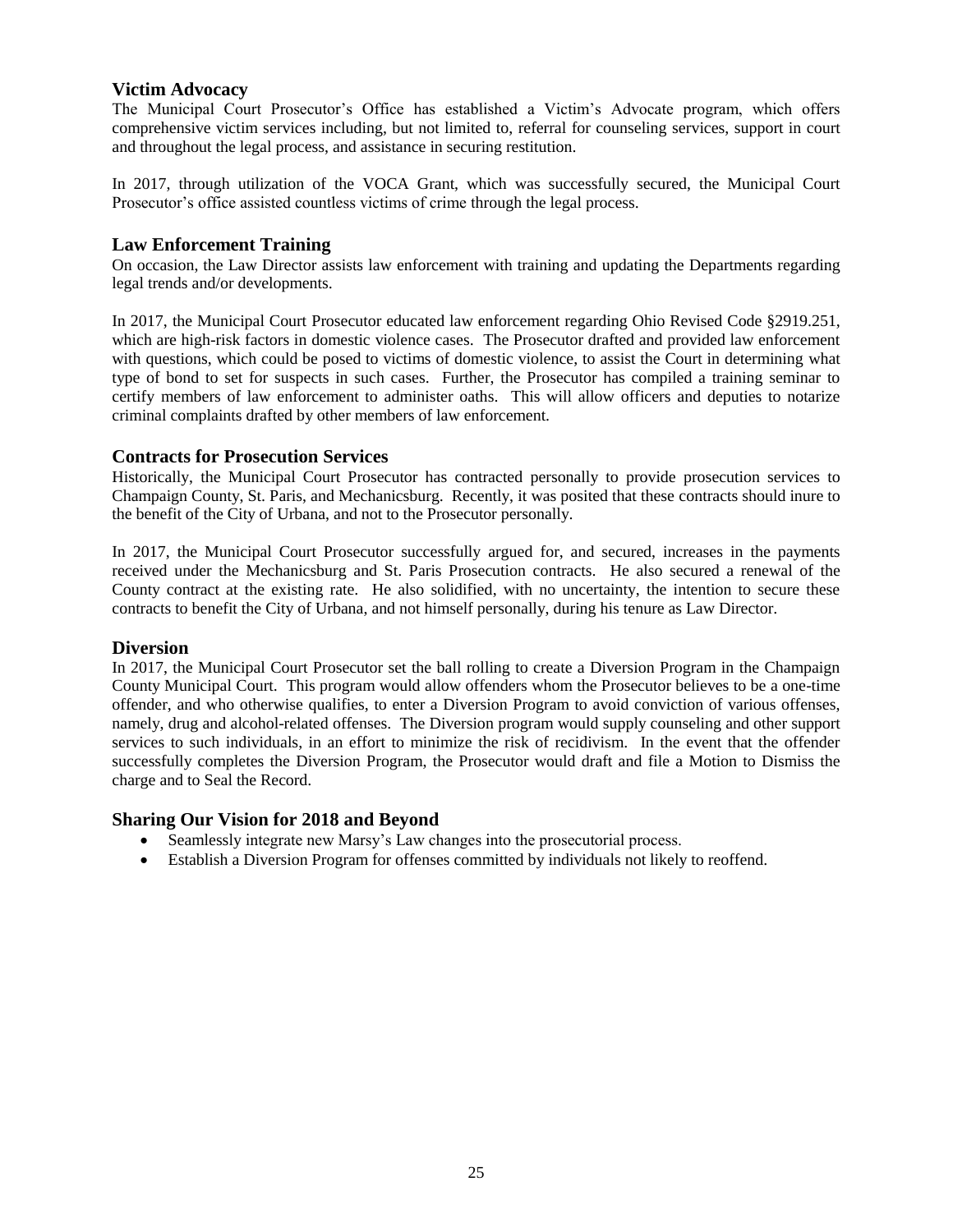### Victim Advocacy

The Municipal Court Prosecutor's Office has established a Victim's Advocate program, which offers comprehensive victim services including, but not limited to, referral for counseling services, support in court and throughout the legal process, and assistance in securing restitution.

In 2017, through utilization of the VOCA Grant, which was successfully secured, the Municipal Court Prosecutor's office assisted countless victims of crime through the legal process.

### Law Enforcement Training

On occasion, the Law Director assists law enforcement with training and updating the Departments regarding legal trends and/or developments.

In 2017, the Municipal Court Prosecutor educated law enforcement regarding Ohio Revised Code §2919.251, which are high-risk factors in domestic violence cases. The Prosecutor drafted and provided law enforcement with questions, which could be posed to victims of domestic violence, to assist the Court in determining what type of bond to set for suspects in such cases. Further, the Prosecutor has compiled a training seminar to certify members of law enforcement to administer oaths. This will allow officers and deputies to notarize criminal complaints drafted by other members of law enforcement.

### Contracts for Prosecution Services

Historically, the Municipal Court Prosecutor has contracted personally to provide prosecution services to Champaign County, St. Paris, and Mechanicsburg. Recently, it was posited that these contracts should inure to the benefit of the City of Urbana, and not to the Prosecutor personally.

In 2017, the Municipal Court Prosecutor successfully argued for, and secured, increases in the payments received under the Mechanicsburg and St. Paris Prosecution contracts. He also secured a renewal of the County contract at the existing rate. He also solidified, with no uncertainty, the intention to secure these contracts to benefit the City of Urbana, and not himself personally, during his tenure as Law Director.

### Diversion

In 2017, the Municipal Court Prosecutor set the ball rolling to create a Diversion Program in the Champaign County Municipal Court. This program would allow offenders whom the Prosecutor believes to be a one-time offender, and who otherwise qualifies, to enter a Diversion Program to avoid conviction of various offenses, namely, drug and alcohol-related offenses. The Diversion program would supply counseling and other support services to such individuals, in an effort to minimize the risk of recidivism. In the event that the offender successfully completes the Diversion Program, the Prosecutor would draft and file a Motion to Dismiss the charge and to Seal the Record.

### Sharing Our Vision for 2018 and Beyond

- Seamlessly integrate new Marsy's Law changes into the prosecutorial process.
- Establish a Diversion Program for offenses committed by individuals not likely to reoffend.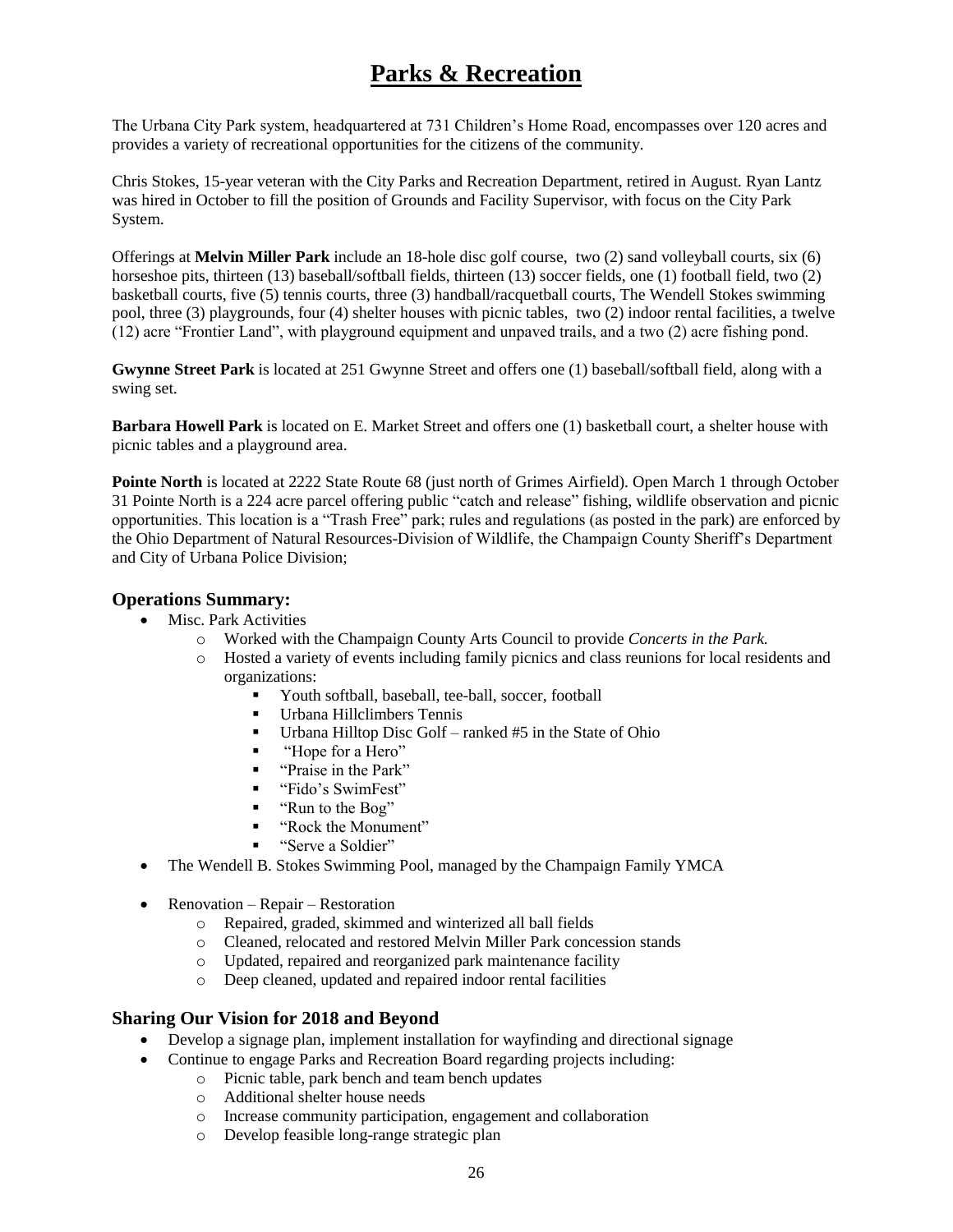# Parks & Recreation

The Urbana City Park system, headquartered at 731 Children's Home Road, encompasses over 120 acres and provides a variety of recreational opportunities for the citizens of the community.

Chris Stokes, 15-year veteran with the City Parks and Recreation Department, retired in August. Ryan Lantz was hired in October to fill the position of Grounds and Facility Supervisor, with focus on the City Park System.

Offerings at **Melvin Miller Park** include an 18-hole disc golf course, two (2) sand volleyball courts, six (6) horseshoe pits, thirteen (13) baseball/softball fields, thirteen (13) soccer fields, one (1) football field, two (2) basketball courts, five (5) tennis courts, three (3) handball/racquetball courts, The Wendell Stokes swimming pool, three (3) playgrounds, four (4) shelter houses with picnic tables, two (2) indoor rental facilities, a twelve (12) acre "Frontier Land", with playground equipment and unpaved trails, and a two (2) acre fishing pond.

**Gwynne Street Park** is located at 251 Gwynne Street and offers one (1) baseball/softball field, along with a swing set.

**Barbara Howell Park** is located on E. Market Street and offers one (1) basketball court, a shelter house with picnic tables and a playground area.

**Pointe North** is located at 2222 State Route 68 (just north of Grimes Airfield). Open March 1 through October 31 Pointe North is a 224 acre parcel offering public "catch and release" fishing, wildlife observation and picnic opportunities. This location is a "Trash Free" park; rules and regulations (as posted in the park) are enforced by the Ohio Department of Natural Resources-Division of Wildlife, the Champaign County Sheriff's Department and City of Urbana Police Division;

## Operations Summary:

- Misc. Park Activities
  - Worked with the Champaign County Arts Council to provide *Concerts in the Park.*
  - Hosted a variety of events including family picnics and class reunions for local residents and organizations:
    - Youth softball, baseball, tee-ball, soccer, football
    - Urbana Hillclimbers Tennis
    - Urbana Hilltop Disc Golf – ranked #5 in the State of Ohio
    - "Hope for a Hero"
    - "Praise in the Park"
    - "Fido's SwimFest"
    - "Run to the Bog"
    - "Rock the Monument"
    - "Serve a Soldier"
- The Wendell B. Stokes Swimming Pool, managed by the Champaign Family YMCA
- Renovation – Repair – Restoration
  - Repaired, graded, skimmed and winterized all ball fields
  - Cleaned, relocated and restored Melvin Miller Park concession stands
  - Updated, repaired and reorganized park maintenance facility
  - Deep cleaned, updated and repaired indoor rental facilities

## Sharing Our Vision for 2018 and Beyond

- Develop a signage plan, implement installation for wayfinding and directional signage
- Continue to engage Parks and Recreation Board regarding projects including:
  - Picnic table, park bench and team bench updates
  - Additional shelter house needs
  - Increase community participation, engagement and collaboration
  - Develop feasible long-range strategic plan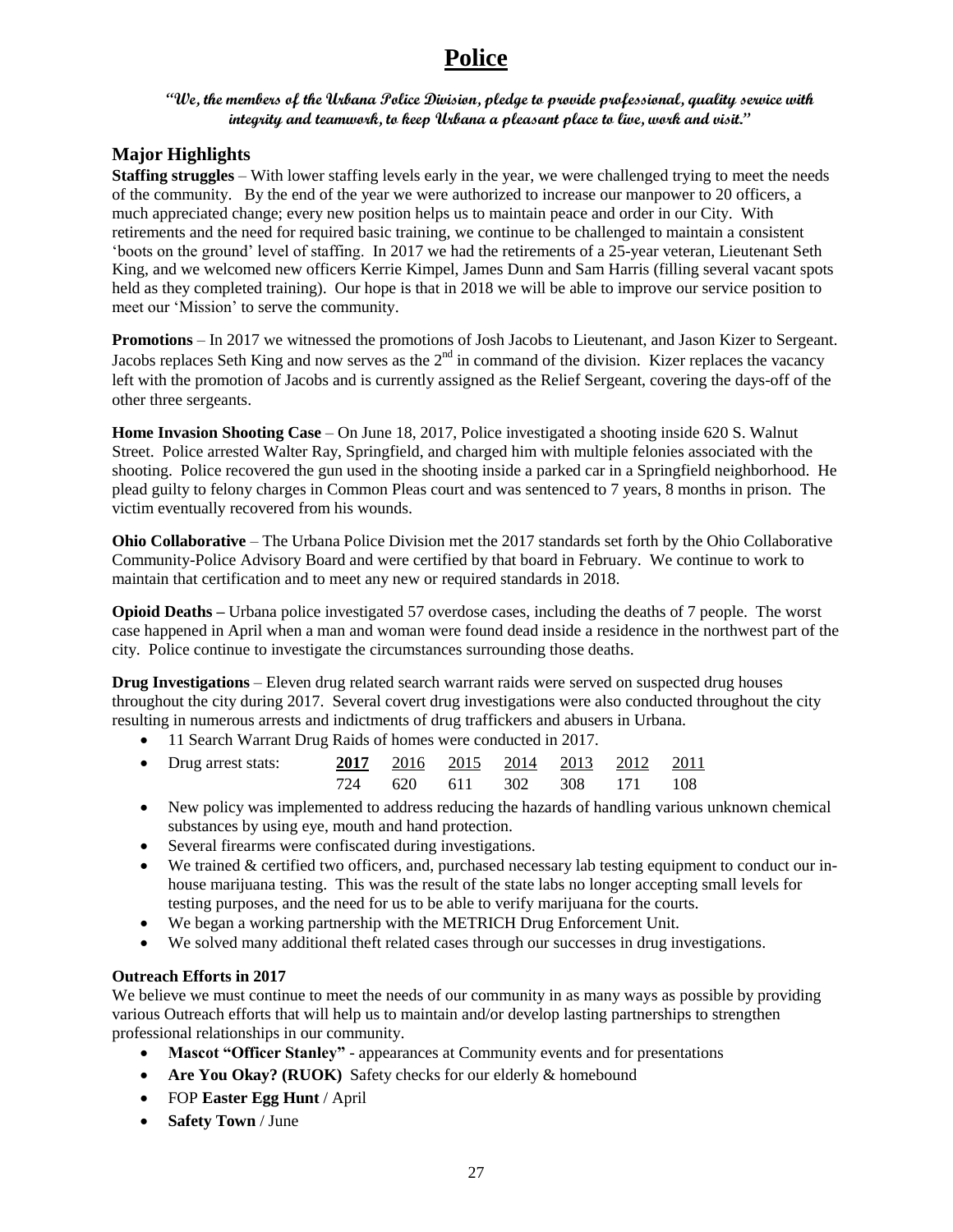# Police

***"We, the members of the Urbana Police Division, pledge to provide professional, quality service with integrity and teamwork, to keep Urbana a pleasant place to live, work and visit."***

## Major Highlights

**Staffing struggles** – With lower staffing levels early in the year, we were challenged trying to meet the needs of the community. By the end of the year we were authorized to increase our manpower to 20 officers, a much appreciated change; every new position helps us to maintain peace and order in our City. With retirements and the need for required basic training, we continue to be challenged to maintain a consistent 'boots on the ground' level of staffing. In 2017 we had the retirements of a 25-year veteran, Lieutenant Seth King, and we welcomed new officers Kerrie Kimpel, James Dunn and Sam Harris (filling several vacant spots held as they completed training). Our hope is that in 2018 we will be able to improve our service position to meet our 'Mission' to serve the community.

**Promotions** – In 2017 we witnessed the promotions of Josh Jacobs to Lieutenant, and Jason Kizer to Sergeant. Jacobs replaces Seth King and now serves as the 2nd in command of the division. Kizer replaces the vacancy left with the promotion of Jacobs and is currently assigned as the Relief Sergeant, covering the days-off of the other three sergeants.

**Home Invasion Shooting Case** – On June 18, 2017, Police investigated a shooting inside 620 S. Walnut Street. Police arrested Walter Ray, Springfield, and charged him with multiple felonies associated with the shooting. Police recovered the gun used in the shooting inside a parked car in a Springfield neighborhood. He plead guilty to felony charges in Common Pleas court and was sentenced to 7 years, 8 months in prison. The victim eventually recovered from his wounds.

**Ohio Collaborative** – The Urbana Police Division met the 2017 standards set forth by the Ohio Collaborative Community-Police Advisory Board and were certified by that board in February. We continue to work to maintain that certification and to meet any new or required standards in 2018.

**Opioid Deaths –** Urbana police investigated 57 overdose cases, including the deaths of 7 people. The worst case happened in April when a man and woman were found dead inside a residence in the northwest part of the city. Police continue to investigate the circumstances surrounding those deaths.

**Drug Investigations** – Eleven drug related search warrant raids were served on suspected drug houses throughout the city during 2017. Several covert drug investigations were also conducted throughout the city resulting in numerous arrests and indictments of drug traffickers and abusers in Urbana.

- 11 Search Warrant Drug Raids of homes were conducted in 2017.
- Drug arrest stats:

| **2017** | 2016 | 2015 | 2014 | 2013 | 2012 | 2011 |
|---|---|---|---|---|---|---|
| 724 | 620 | 611 | 302 | 308 | 171 | 108 |

- New policy was implemented to address reducing the hazards of handling various unknown chemical substances by using eye, mouth and hand protection.
- Several firearms were confiscated during investigations.
- We trained & certified two officers, and, purchased necessary lab testing equipment to conduct our in-house marijuana testing. This was the result of the state labs no longer accepting small levels for testing purposes, and the need for us to be able to verify marijuana for the courts.
- We began a working partnership with the METRICH Drug Enforcement Unit.
- We solved many additional theft related cases through our successes in drug investigations.

### Outreach Efforts in 2017

We believe we must continue to meet the needs of our community in as many ways as possible by providing various Outreach efforts that will help us to maintain and/or develop lasting partnerships to strengthen professional relationships in our community.

- **Mascot "Officer Stanley"** - appearances at Community events and for presentations
- **Are You Okay? (RUOK)** Safety checks for our elderly & homebound
- FOP **Easter Egg Hunt** / April
- **Safety Town** / June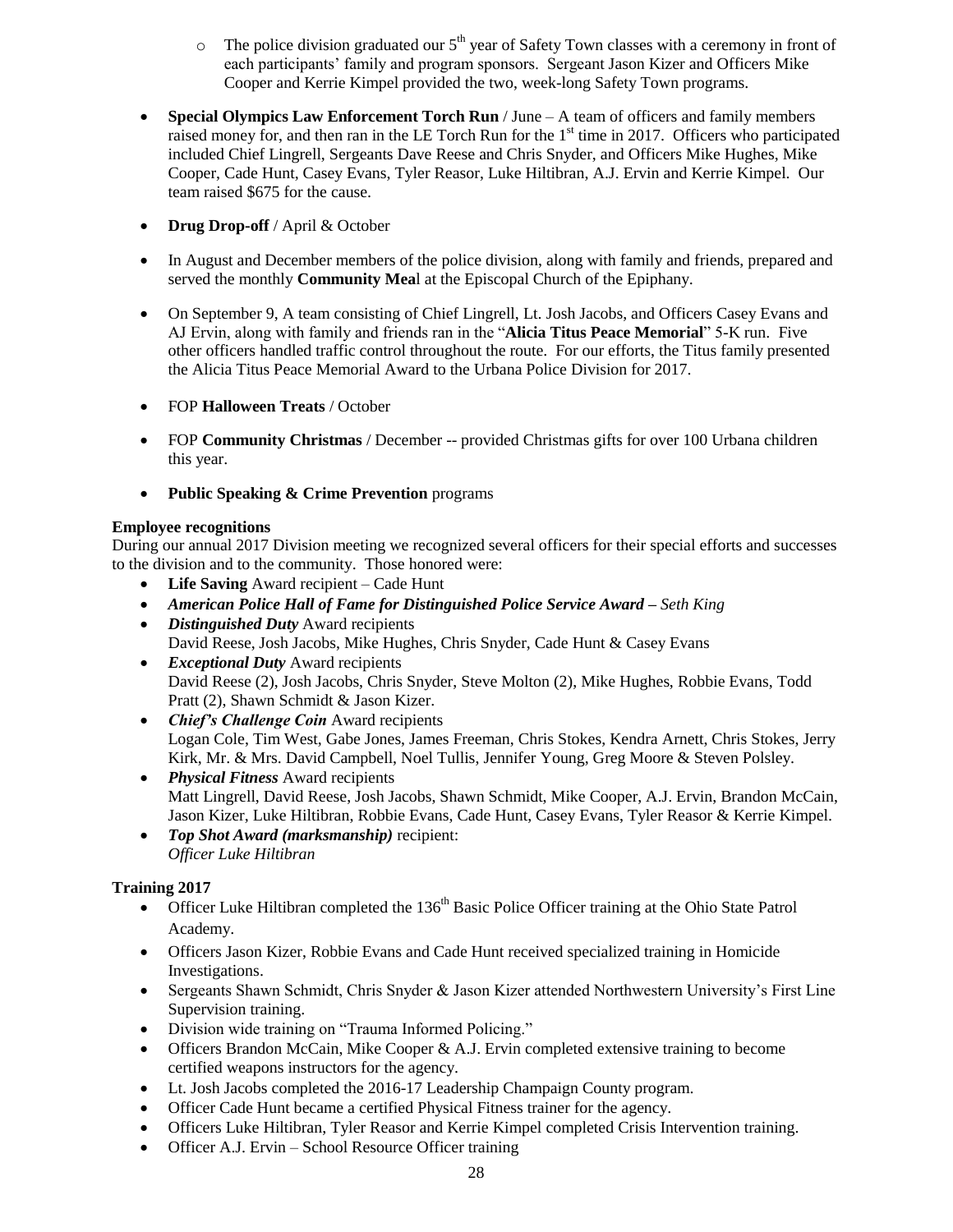- The police division graduated our 5th year of Safety Town classes with a ceremony in front of each participants' family and program sponsors. Sergeant Jason Kizer and Officers Mike Cooper and Kerrie Kimpel provided the two, week-long Safety Town programs.

- **Special Olympics Law Enforcement Torch Run** / June – A team of officers and family members raised money for, and then ran in the LE Torch Run for the 1st time in 2017. Officers who participated included Chief Lingrell, Sergeants Dave Reese and Chris Snyder, and Officers Mike Hughes, Mike Cooper, Cade Hunt, Casey Evans, Tyler Reasor, Luke Hiltibran, A.J. Ervin and Kerrie Kimpel. Our team raised $675 for the cause.

- **Drug Drop-off** / April & October

- In August and December members of the police division, along with family and friends, prepared and served the monthly **Community Mea**l at the Episcopal Church of the Epiphany.

- On September 9, A team consisting of Chief Lingrell, Lt. Josh Jacobs, and Officers Casey Evans and AJ Ervin, along with family and friends ran in the "**Alicia Titus Peace Memorial**" 5-K run. Five other officers handled traffic control throughout the route. For our efforts, the Titus family presented the Alicia Titus Peace Memorial Award to the Urbana Police Division for 2017.

- FOP **Halloween Treats** / October

- FOP **Community Christmas** / December -- provided Christmas gifts for over 100 Urbana children this year.

- **Public Speaking & Crime Prevention** programs

**Employee recognitions**

During our annual 2017 Division meeting we recognized several officers for their special efforts and successes to the division and to the community. Those honored were:

- **Life Saving** Award recipient – Cade Hunt
- ***American Police Hall of Fame for Distinguished Police Service Award –*** *Seth King*
- ***Distinguished Duty*** Award recipients
  David Reese, Josh Jacobs, Mike Hughes, Chris Snyder, Cade Hunt & Casey Evans
- ***Exceptional Duty*** Award recipients
  David Reese (2), Josh Jacobs, Chris Snyder, Steve Molton (2), Mike Hughes, Robbie Evans, Todd Pratt (2), Shawn Schmidt & Jason Kizer.
- ***Chief's Challenge Coin*** Award recipients
  Logan Cole, Tim West, Gabe Jones, James Freeman, Chris Stokes, Kendra Arnett, Chris Stokes, Jerry Kirk, Mr. & Mrs. David Campbell, Noel Tullis, Jennifer Young, Greg Moore & Steven Polsley.
- ***Physical Fitness*** Award recipients
  Matt Lingrell, David Reese, Josh Jacobs, Shawn Schmidt, Mike Cooper, A.J. Ervin, Brandon McCain, Jason Kizer, Luke Hiltibran, Robbie Evans, Cade Hunt, Casey Evans, Tyler Reasor & Kerrie Kimpel.
- ***Top Shot Award (marksmanship)*** recipient:
  *Officer Luke Hiltibran*

**Training 2017**

- Officer Luke Hiltibran completed the 136th Basic Police Officer training at the Ohio State Patrol Academy.
- Officers Jason Kizer, Robbie Evans and Cade Hunt received specialized training in Homicide Investigations.
- Sergeants Shawn Schmidt, Chris Snyder & Jason Kizer attended Northwestern University's First Line Supervision training.
- Division wide training on "Trauma Informed Policing."
- Officers Brandon McCain, Mike Cooper & A.J. Ervin completed extensive training to become certified weapons instructors for the agency.
- Lt. Josh Jacobs completed the 2016-17 Leadership Champaign County program.
- Officer Cade Hunt became a certified Physical Fitness trainer for the agency.
- Officers Luke Hiltibran, Tyler Reasor and Kerrie Kimpel completed Crisis Intervention training.
- Officer A.J. Ervin – School Resource Officer training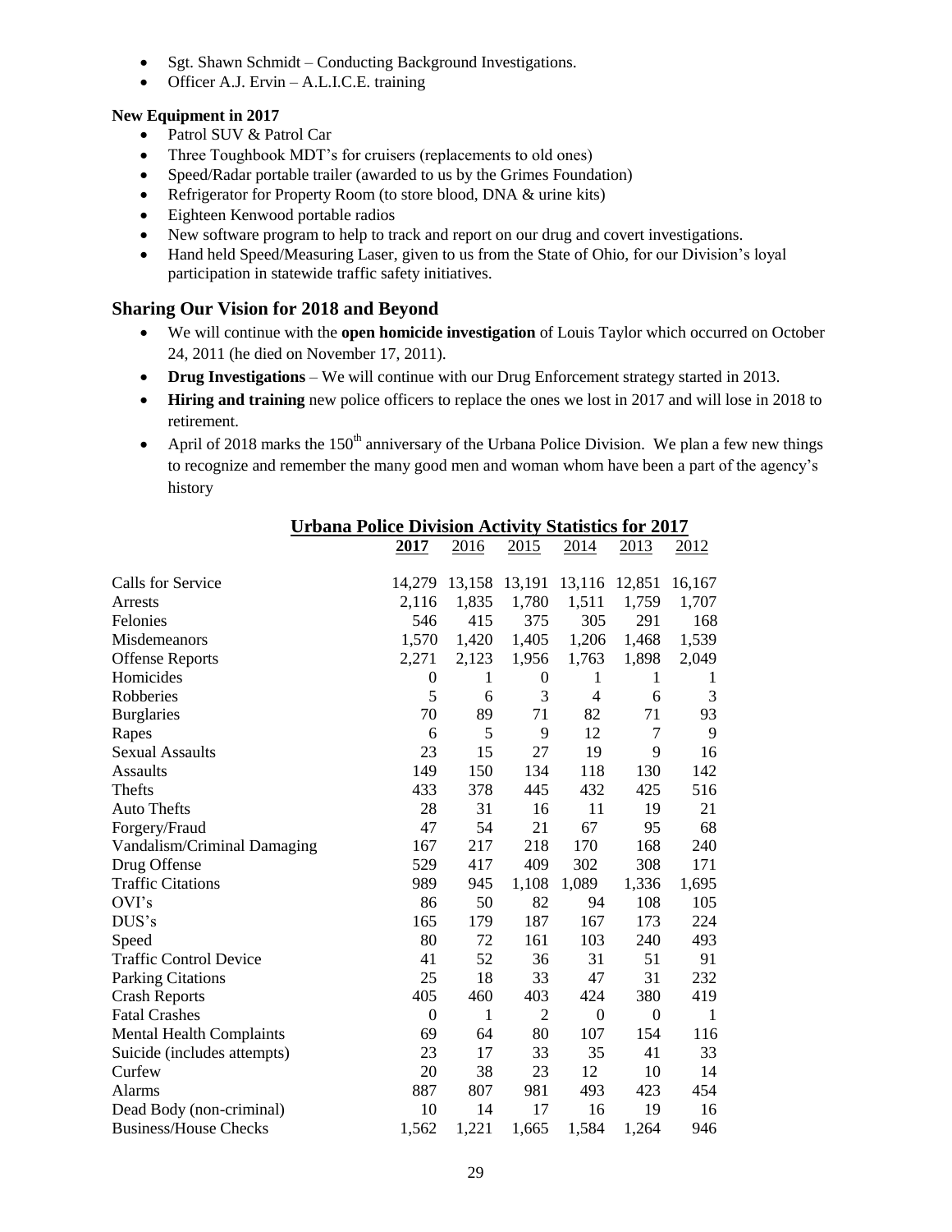- Sgt. Shawn Schmidt – Conducting Background Investigations.
- Officer A.J. Ervin – A.L.I.C.E. training

**New Equipment in 2017**

- Patrol SUV & Patrol Car
- Three Toughbook MDT's for cruisers (replacements to old ones)
- Speed/Radar portable trailer (awarded to us by the Grimes Foundation)
- Refrigerator for Property Room (to store blood, DNA & urine kits)
- Eighteen Kenwood portable radios
- New software program to help to track and report on our drug and covert investigations.
- Hand held Speed/Measuring Laser, given to us from the State of Ohio, for our Division's loyal participation in statewide traffic safety initiatives.

## Sharing Our Vision for 2018 and Beyond

- We will continue with the **open homicide investigation** of Louis Taylor which occurred on October 24, 2011 (he died on November 17, 2011).
- **Drug Investigations** – We will continue with our Drug Enforcement strategy started in 2013.
- **Hiring and training** new police officers to replace the ones we lost in 2017 and will lose in 2018 to retirement.
- April of 2018 marks the 150th anniversary of the Urbana Police Division. We plan a few new things to recognize and remember the many good men and woman whom have been a part of the agency's history

**Urbana Police Division Activity Statistics for 2017**

| | 2017 | 2016 | 2015 | 2014 | 2013 | 2012 |
|---|---|---|---|---|---|---|
| Calls for Service | 14,279 | 13,158 | 13,191 | 13,116 | 12,851 | 16,167 |
| Arrests | 2,116 | 1,835 | 1,780 | 1,511 | 1,759 | 1,707 |
| Felonies | 546 | 415 | 375 | 305 | 291 | 168 |
| Misdemeanors | 1,570 | 1,420 | 1,405 | 1,206 | 1,468 | 1,539 |
| Offense Reports | 2,271 | 2,123 | 1,956 | 1,763 | 1,898 | 2,049 |
| Homicides | 0 | 1 | 0 | 1 | 1 | 1 |
| Robberies | 5 | 6 | 3 | 4 | 6 | 3 |
| Burglaries | 70 | 89 | 71 | 82 | 71 | 93 |
| Rapes | 6 | 5 | 9 | 12 | 7 | 9 |
| Sexual Assaults | 23 | 15 | 27 | 19 | 9 | 16 |
| Assaults | 149 | 150 | 134 | 118 | 130 | 142 |
| Thefts | 433 | 378 | 445 | 432 | 425 | 516 |
| Auto Thefts | 28 | 31 | 16 | 11 | 19 | 21 |
| Forgery/Fraud | 47 | 54 | 21 | 67 | 95 | 68 |
| Vandalism/Criminal Damaging | 167 | 217 | 218 | 170 | 168 | 240 |
| Drug Offense | 529 | 417 | 409 | 302 | 308 | 171 |
| Traffic Citations | 989 | 945 | 1,108 | 1,089 | 1,336 | 1,695 |
| OVI's | 86 | 50 | 82 | 94 | 108 | 105 |
| DUS's | 165 | 179 | 187 | 167 | 173 | 224 |
| Speed | 80 | 72 | 161 | 103 | 240 | 493 |
| Traffic Control Device | 41 | 52 | 36 | 31 | 51 | 91 |
| Parking Citations | 25 | 18 | 33 | 47 | 31 | 232 |
| Crash Reports | 405 | 460 | 403 | 424 | 380 | 419 |
| Fatal Crashes | 0 | 1 | 2 | 0 | 0 | 1 |
| Mental Health Complaints | 69 | 64 | 80 | 107 | 154 | 116 |
| Suicide (includes attempts) | 23 | 17 | 33 | 35 | 41 | 33 |
| Curfew | 20 | 38 | 23 | 12 | 10 | 14 |
| Alarms | 887 | 807 | 981 | 493 | 423 | 454 |
| Dead Body (non-criminal) | 10 | 14 | 17 | 16 | 19 | 16 |
| Business/House Checks | 1,562 | 1,221 | 1,665 | 1,584 | 1,264 | 946 |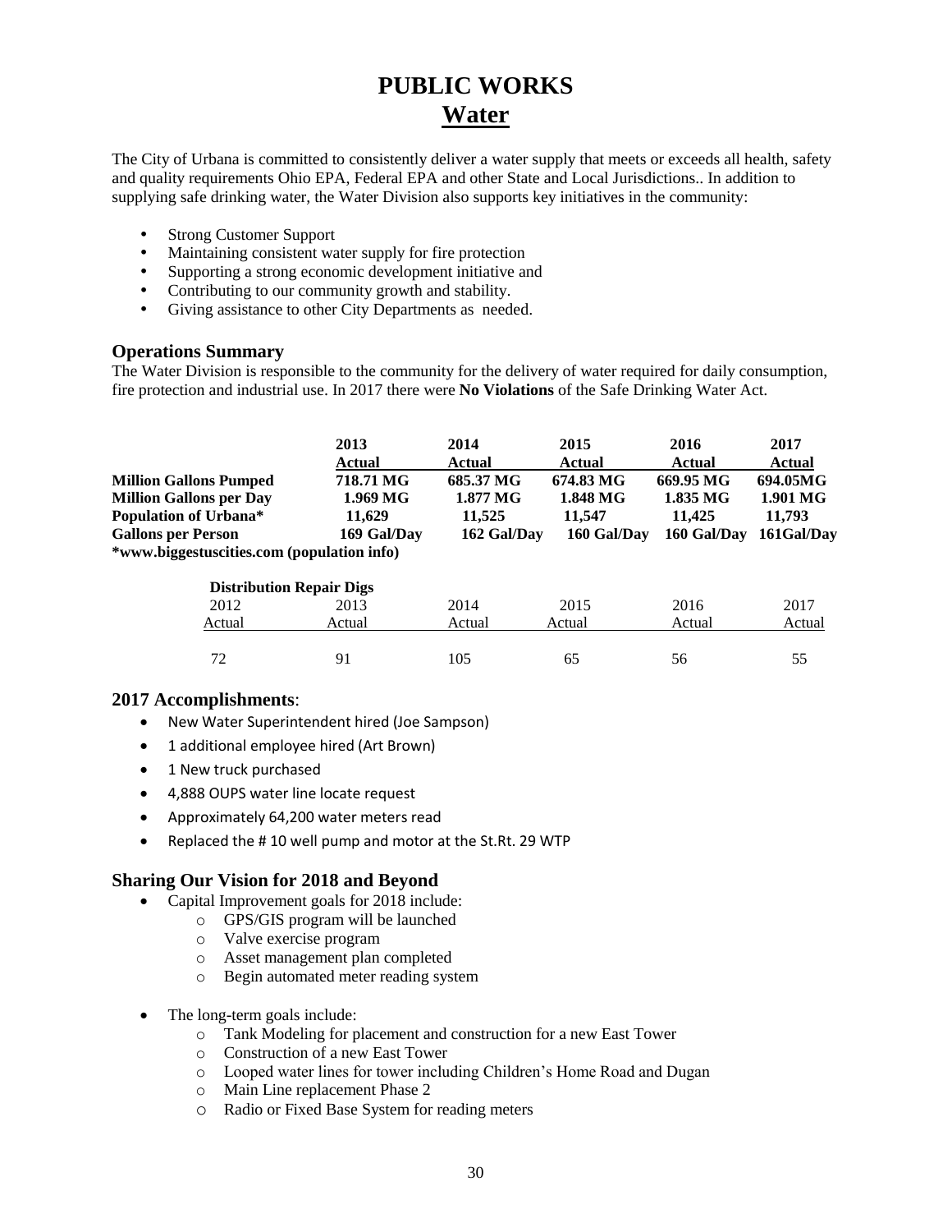# PUBLIC WORKS
## Water

The City of Urbana is committed to consistently deliver a water supply that meets or exceeds all health, safety and quality requirements Ohio EPA, Federal EPA and other State and Local Jurisdictions.. In addition to supplying safe drinking water, the Water Division also supports key initiatives in the community:

- Strong Customer Support
- Maintaining consistent water supply for fire protection
- Supporting a strong economic development initiative and
- Contributing to our community growth and stability.
- Giving assistance to other City Departments as needed.

### Operations Summary

The Water Division is responsible to the community for the delivery of water required for daily consumption, fire protection and industrial use. In 2017 there were **No Violations** of the Safe Drinking Water Act.

| | 2013 Actual | 2014 Actual | 2015 Actual | 2016 Actual | 2017 Actual |
|---|---|---|---|---|---|
| **Million Gallons Pumped** | **718.71 MG** | **685.37 MG** | **674.83 MG** | **669.95 MG** | **694.05MG** |
| **Million Gallons per Day** | **1.969 MG** | **1.877 MG** | **1.848 MG** | **1.835 MG** | **1.901 MG** |
| **Population of Urbana*** | **11,629** | **11,525** | **11,547** | **11,425** | **11,793** |
| **Gallons per Person** | **169 Gal/Day** | **162 Gal/Day** | **160 Gal/Day** | **160 Gal/Day** | **161Gal/Day** |

**\*www.biggestuscities.com (population info)**

**Distribution Repair Digs**

| 2012 Actual | 2013 Actual | 2014 Actual | 2015 Actual | 2016 Actual | 2017 Actual |
|---|---|---|---|---|---|
| 72 | 91 | 105 | 65 | 56 | 55 |

### 2017 Accomplishments:

- New Water Superintendent hired (Joe Sampson)
- 1 additional employee hired (Art Brown)
- 1 New truck purchased
- 4,888 OUPS water line locate request
- Approximately 64,200 water meters read
- Replaced the # 10 well pump and motor at the St.Rt. 29 WTP

### Sharing Our Vision for 2018 and Beyond

- Capital Improvement goals for 2018 include:
  - GPS/GIS program will be launched
  - Valve exercise program
  - Asset management plan completed
  - Begin automated meter reading system

- The long-term goals include:
  - Tank Modeling for placement and construction for a new East Tower
  - Construction of a new East Tower
  - Looped water lines for tower including Children's Home Road and Dugan
  - Main Line replacement Phase 2
  - Radio or Fixed Base System for reading meters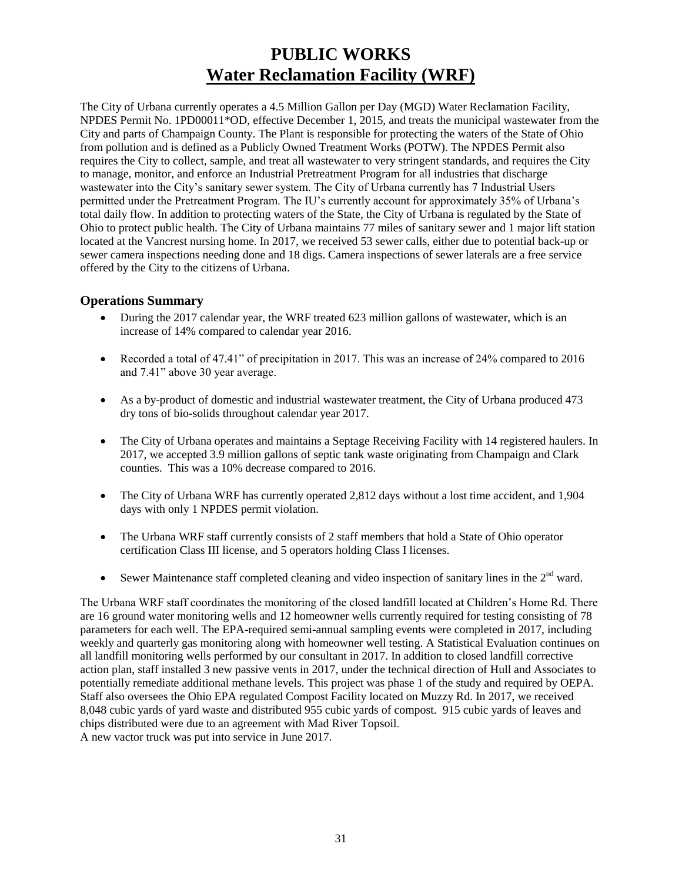# PUBLIC WORKS
## Water Reclamation Facility (WRF)

The City of Urbana currently operates a 4.5 Million Gallon per Day (MGD) Water Reclamation Facility, NPDES Permit No. 1PD00011*OD, effective December 1, 2015, and treats the municipal wastewater from the City and parts of Champaign County. The Plant is responsible for protecting the waters of the State of Ohio from pollution and is defined as a Publicly Owned Treatment Works (POTW). The NPDES Permit also requires the City to collect, sample, and treat all wastewater to very stringent standards, and requires the City to manage, monitor, and enforce an Industrial Pretreatment Program for all industries that discharge wastewater into the City's sanitary sewer system. The City of Urbana currently has 7 Industrial Users permitted under the Pretreatment Program. The IU's currently account for approximately 35% of Urbana's total daily flow. In addition to protecting waters of the State, the City of Urbana is regulated by the State of Ohio to protect public health. The City of Urbana maintains 77 miles of sanitary sewer and 1 major lift station located at the Vancrest nursing home. In 2017, we received 53 sewer calls, either due to potential back-up or sewer camera inspections needing done and 18 digs. Camera inspections of sewer laterals are a free service offered by the City to the citizens of Urbana.

### Operations Summary

- During the 2017 calendar year, the WRF treated 623 million gallons of wastewater, which is an increase of 14% compared to calendar year 2016.
- Recorded a total of 47.41" of precipitation in 2017. This was an increase of 24% compared to 2016 and 7.41" above 30 year average.
- As a by-product of domestic and industrial wastewater treatment, the City of Urbana produced 473 dry tons of bio-solids throughout calendar year 2017.
- The City of Urbana operates and maintains a Septage Receiving Facility with 14 registered haulers. In 2017, we accepted 3.9 million gallons of septic tank waste originating from Champaign and Clark counties. This was a 10% decrease compared to 2016.
- The City of Urbana WRF has currently operated 2,812 days without a lost time accident, and 1,904 days with only 1 NPDES permit violation.
- The Urbana WRF staff currently consists of 2 staff members that hold a State of Ohio operator certification Class III license, and 5 operators holding Class I licenses.
- Sewer Maintenance staff completed cleaning and video inspection of sanitary lines in the 2nd ward.

The Urbana WRF staff coordinates the monitoring of the closed landfill located at Children's Home Rd. There are 16 ground water monitoring wells and 12 homeowner wells currently required for testing consisting of 78 parameters for each well. The EPA-required semi-annual sampling events were completed in 2017, including weekly and quarterly gas monitoring along with homeowner well testing. A Statistical Evaluation continues on all landfill monitoring wells performed by our consultant in 2017. In addition to closed landfill corrective action plan, staff installed 3 new passive vents in 2017, under the technical direction of Hull and Associates to potentially remediate additional methane levels. This project was phase 1 of the study and required by OEPA. Staff also oversees the Ohio EPA regulated Compost Facility located on Muzzy Rd. In 2017, we received 8,048 cubic yards of yard waste and distributed 955 cubic yards of compost. 915 cubic yards of leaves and chips distributed were due to an agreement with Mad River Topsoil.
A new vactor truck was put into service in June 2017.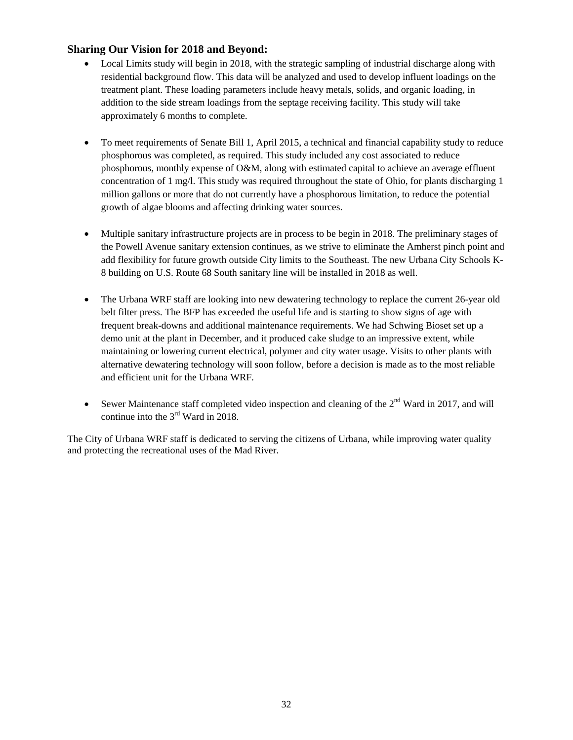## Sharing Our Vision for 2018 and Beyond:

- Local Limits study will begin in 2018, with the strategic sampling of industrial discharge along with residential background flow. This data will be analyzed and used to develop influent loadings on the treatment plant. These loading parameters include heavy metals, solids, and organic loading, in addition to the side stream loadings from the septage receiving facility. This study will take approximately 6 months to complete.

- To meet requirements of Senate Bill 1, April 2015, a technical and financial capability study to reduce phosphorous was completed, as required. This study included any cost associated to reduce phosphorous, monthly expense of O&M, along with estimated capital to achieve an average effluent concentration of 1 mg/l. This study was required throughout the state of Ohio, for plants discharging 1 million gallons or more that do not currently have a phosphorous limitation, to reduce the potential growth of algae blooms and affecting drinking water sources.

- Multiple sanitary infrastructure projects are in process to be begin in 2018. The preliminary stages of the Powell Avenue sanitary extension continues, as we strive to eliminate the Amherst pinch point and add flexibility for future growth outside City limits to the Southeast. The new Urbana City Schools K-8 building on U.S. Route 68 South sanitary line will be installed in 2018 as well.

- The Urbana WRF staff are looking into new dewatering technology to replace the current 26-year old belt filter press. The BFP has exceeded the useful life and is starting to show signs of age with frequent break-downs and additional maintenance requirements. We had Schwing Bioset set up a demo unit at the plant in December, and it produced cake sludge to an impressive extent, while maintaining or lowering current electrical, polymer and city water usage. Visits to other plants with alternative dewatering technology will soon follow, before a decision is made as to the most reliable and efficient unit for the Urbana WRF.

- Sewer Maintenance staff completed video inspection and cleaning of the 2nd Ward in 2017, and will continue into the 3rd Ward in 2018.

The City of Urbana WRF staff is dedicated to serving the citizens of Urbana, while improving water quality and protecting the recreational uses of the Mad River.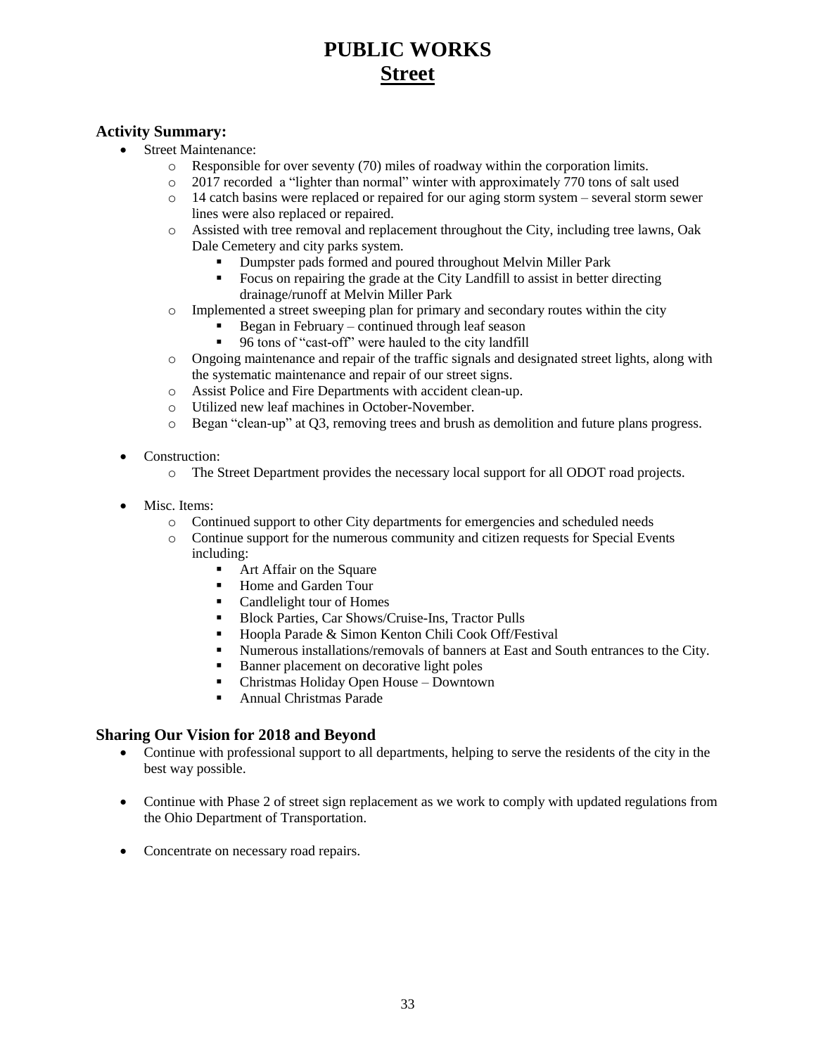# PUBLIC WORKS
## Street

### Activity Summary:

- Street Maintenance:
  - Responsible for over seventy (70) miles of roadway within the corporation limits.
  - 2017 recorded a "lighter than normal" winter with approximately 770 tons of salt used
  - 14 catch basins were replaced or repaired for our aging storm system – several storm sewer lines were also replaced or repaired.
  - Assisted with tree removal and replacement throughout the City, including tree lawns, Oak Dale Cemetery and city parks system.
    - Dumpster pads formed and poured throughout Melvin Miller Park
    - Focus on repairing the grade at the City Landfill to assist in better directing drainage/runoff at Melvin Miller Park
  - Implemented a street sweeping plan for primary and secondary routes within the city
    - Began in February – continued through leaf season
    - 96 tons of "cast-off" were hauled to the city landfill
  - Ongoing maintenance and repair of the traffic signals and designated street lights, along with the systematic maintenance and repair of our street signs.
  - Assist Police and Fire Departments with accident clean-up.
  - Utilized new leaf machines in October-November.
  - Began "clean-up" at Q3, removing trees and brush as demolition and future plans progress.

- Construction:
  - The Street Department provides the necessary local support for all ODOT road projects.

- Misc. Items:
  - Continued support to other City departments for emergencies and scheduled needs
  - Continue support for the numerous community and citizen requests for Special Events including:
    - Art Affair on the Square
    - Home and Garden Tour
    - Candlelight tour of Homes
    - Block Parties, Car Shows/Cruise-Ins, Tractor Pulls
    - Hoopla Parade & Simon Kenton Chili Cook Off/Festival
    - Numerous installations/removals of banners at East and South entrances to the City.
    - Banner placement on decorative light poles
    - Christmas Holiday Open House – Downtown
    - Annual Christmas Parade

### Sharing Our Vision for 2018 and Beyond

- Continue with professional support to all departments, helping to serve the residents of the city in the best way possible.

- Continue with Phase 2 of street sign replacement as we work to comply with updated regulations from the Ohio Department of Transportation.

- Concentrate on necessary road repairs.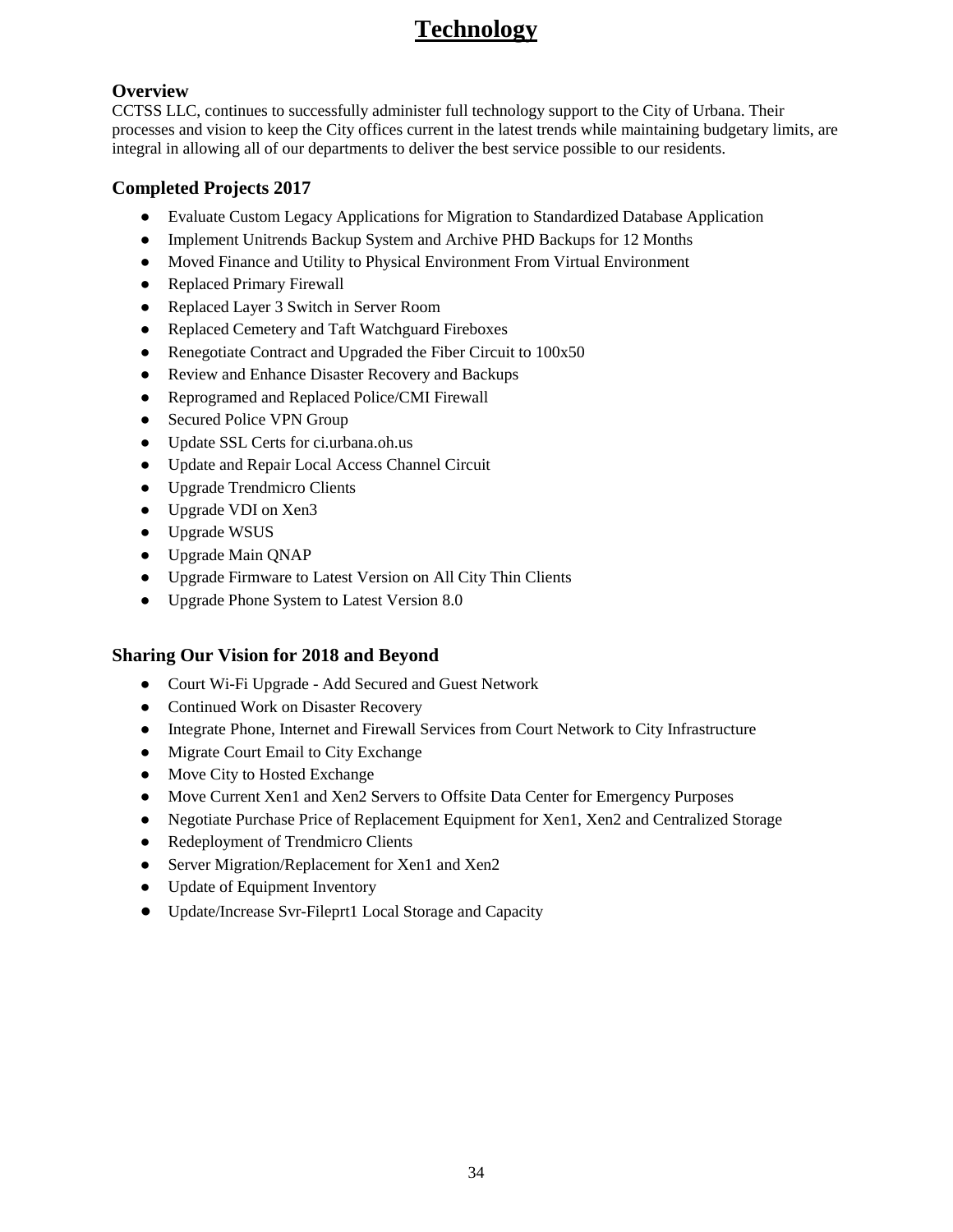# Technology

### Overview

CCTSS LLC, continues to successfully administer full technology support to the City of Urbana. Their processes and vision to keep the City offices current in the latest trends while maintaining budgetary limits, are integral in allowing all of our departments to deliver the best service possible to our residents.

### Completed Projects 2017

- Evaluate Custom Legacy Applications for Migration to Standardized Database Application
- Implement Unitrends Backup System and Archive PHD Backups for 12 Months
- Moved Finance and Utility to Physical Environment From Virtual Environment
- Replaced Primary Firewall
- Replaced Layer 3 Switch in Server Room
- Replaced Cemetery and Taft Watchguard Fireboxes
- Renegotiate Contract and Upgraded the Fiber Circuit to 100x50
- Review and Enhance Disaster Recovery and Backups
- Reprogramed and Replaced Police/CMI Firewall
- Secured Police VPN Group
- Update SSL Certs for ci.urbana.oh.us
- Update and Repair Local Access Channel Circuit
- Upgrade Trendmicro Clients
- Upgrade VDI on Xen3
- Upgrade WSUS
- Upgrade Main QNAP
- Upgrade Firmware to Latest Version on All City Thin Clients
- Upgrade Phone System to Latest Version 8.0

### Sharing Our Vision for 2018 and Beyond

- Court Wi-Fi Upgrade - Add Secured and Guest Network
- Continued Work on Disaster Recovery
- Integrate Phone, Internet and Firewall Services from Court Network to City Infrastructure
- Migrate Court Email to City Exchange
- Move City to Hosted Exchange
- Move Current Xen1 and Xen2 Servers to Offsite Data Center for Emergency Purposes
- Negotiate Purchase Price of Replacement Equipment for Xen1, Xen2 and Centralized Storage
- Redeployment of Trendmicro Clients
- Server Migration/Replacement for Xen1 and Xen2
- Update of Equipment Inventory
- Update/Increase Svr-Fileprt1 Local Storage and Capacity